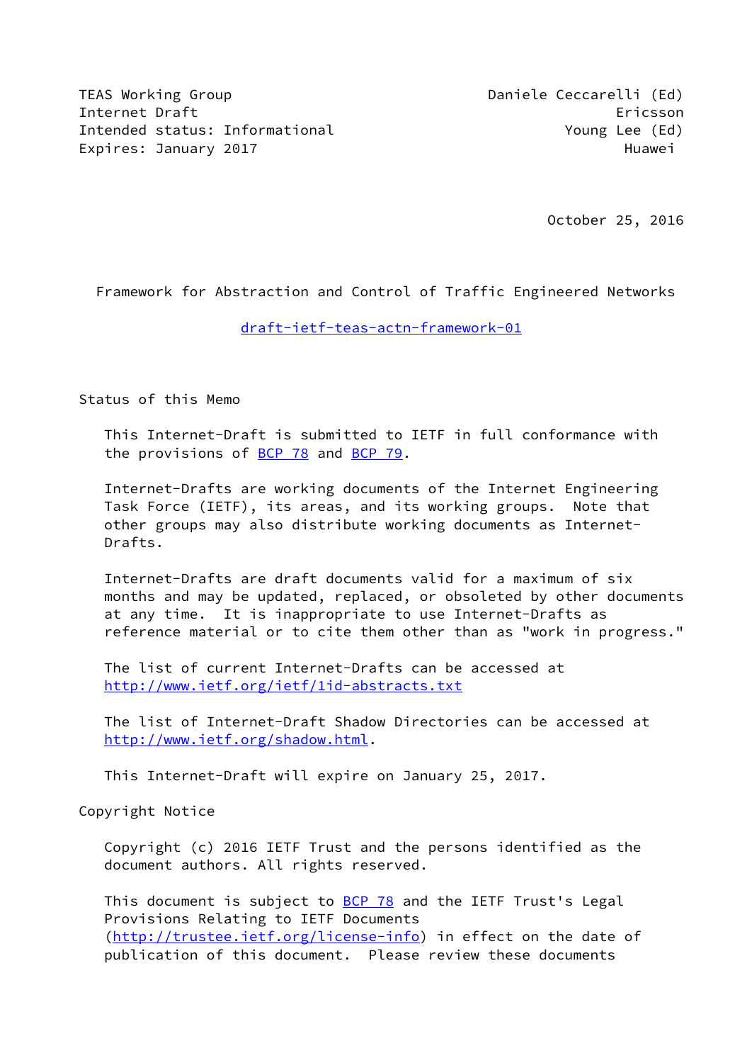TEAS Working Group Daniele Ceccarelli (Ed)
Internet Draft Ericsson
Intended status: Informational Young Lee (Ed)
Expires: January 2017 Huawei

October 25, 2016

# Framework for Abstraction and Control of Traffic Engineered Networks

draft-ietf-teas-actn-framework-01

## Status of this Memo

This Internet-Draft is submitted to IETF in full conformance with the provisions of BCP 78 and BCP 79.

Internet-Drafts are working documents of the Internet Engineering Task Force (IETF), its areas, and its working groups. Note that other groups may also distribute working documents as Internet-Drafts.

Internet-Drafts are draft documents valid for a maximum of six months and may be updated, replaced, or obsoleted by other documents at any time. It is inappropriate to use Internet-Drafts as reference material or to cite them other than as "work in progress."

The list of current Internet-Drafts can be accessed at http://www.ietf.org/ietf/1id-abstracts.txt

The list of Internet-Draft Shadow Directories can be accessed at http://www.ietf.org/shadow.html.

This Internet-Draft will expire on January 25, 2017.

## Copyright Notice

Copyright (c) 2016 IETF Trust and the persons identified as the document authors. All rights reserved.

This document is subject to BCP 78 and the IETF Trust's Legal Provisions Relating to IETF Documents (http://trustee.ietf.org/license-info) in effect on the date of publication of this document. Please review these documents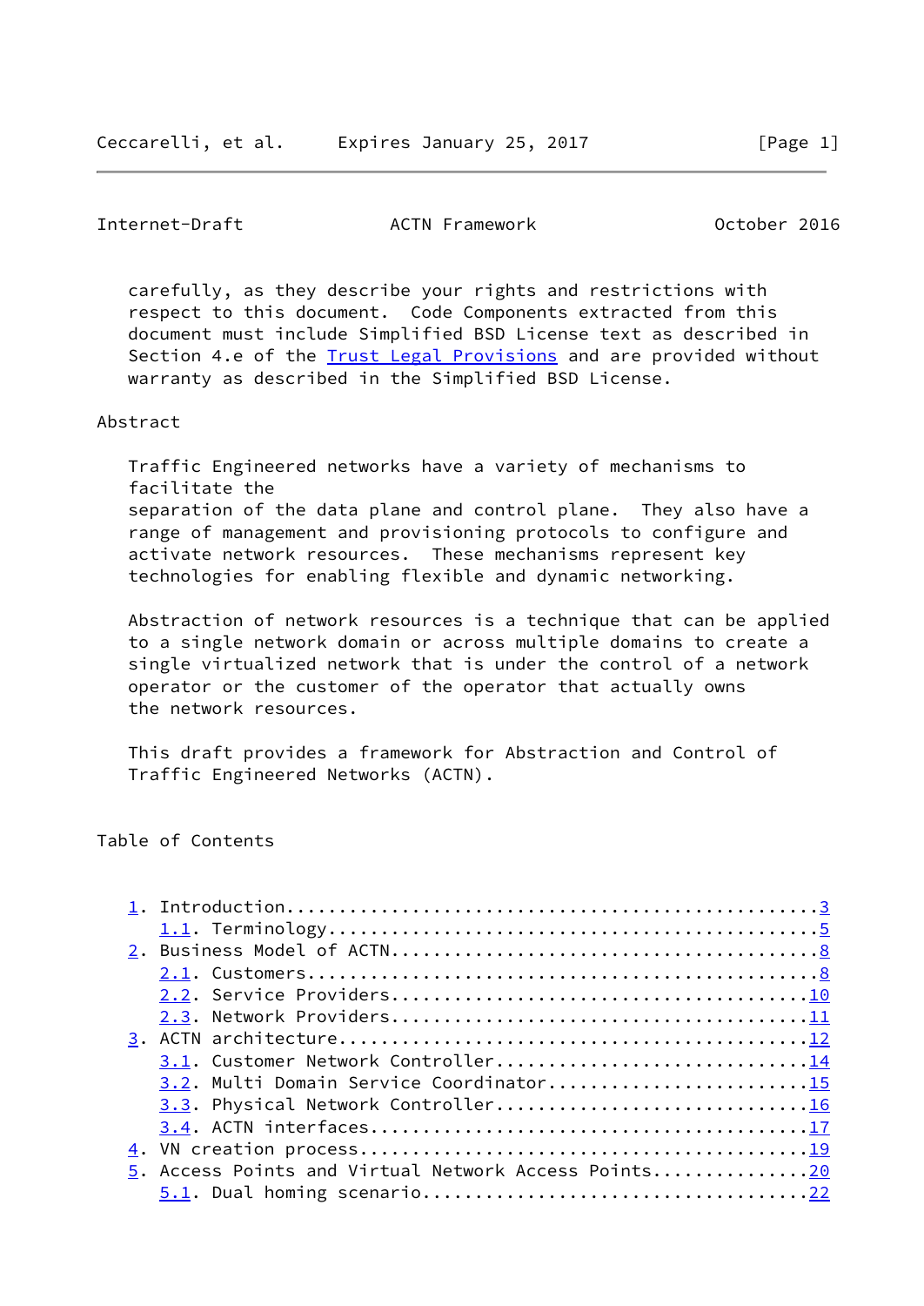carefully, as they describe your rights and restrictions with respect to this document. Code Components extracted from this document must include Simplified BSD License text as described in Section 4.e of the Trust Legal Provisions and are provided without warranty as described in the Simplified BSD License.

## Abstract

Traffic Engineered networks have a variety of mechanisms to facilitate the separation of the data plane and control plane. They also have a range of management and provisioning protocols to configure and activate network resources. These mechanisms represent key technologies for enabling flexible and dynamic networking.

Abstraction of network resources is a technique that can be applied to a single network domain or across multiple domains to create a single virtualized network that is under the control of a network operator or the customer of the operator that actually owns the network resources.

This draft provides a framework for Abstraction and Control of Traffic Engineered Networks (ACTN).

## Table of Contents

```
1. Introduction...................................................3
   1.1. Terminology...............................................5
2. Business Model of ACTN.........................................8
   2.1. Customers.................................................8
   2.2. Service Providers........................................10
   2.3. Network Providers........................................11
3. ACTN architecture.............................................12
   3.1. Customer Network Controller..............................14
   3.2. Multi Domain Service Coordinator.........................15
   3.3. Physical Network Controller..............................16
   3.4. ACTN interfaces..........................................17
4. VN creation process...........................................19
5. Access Points and Virtual Network Access Points...............20
   5.1. Dual homing scenario.....................................22
```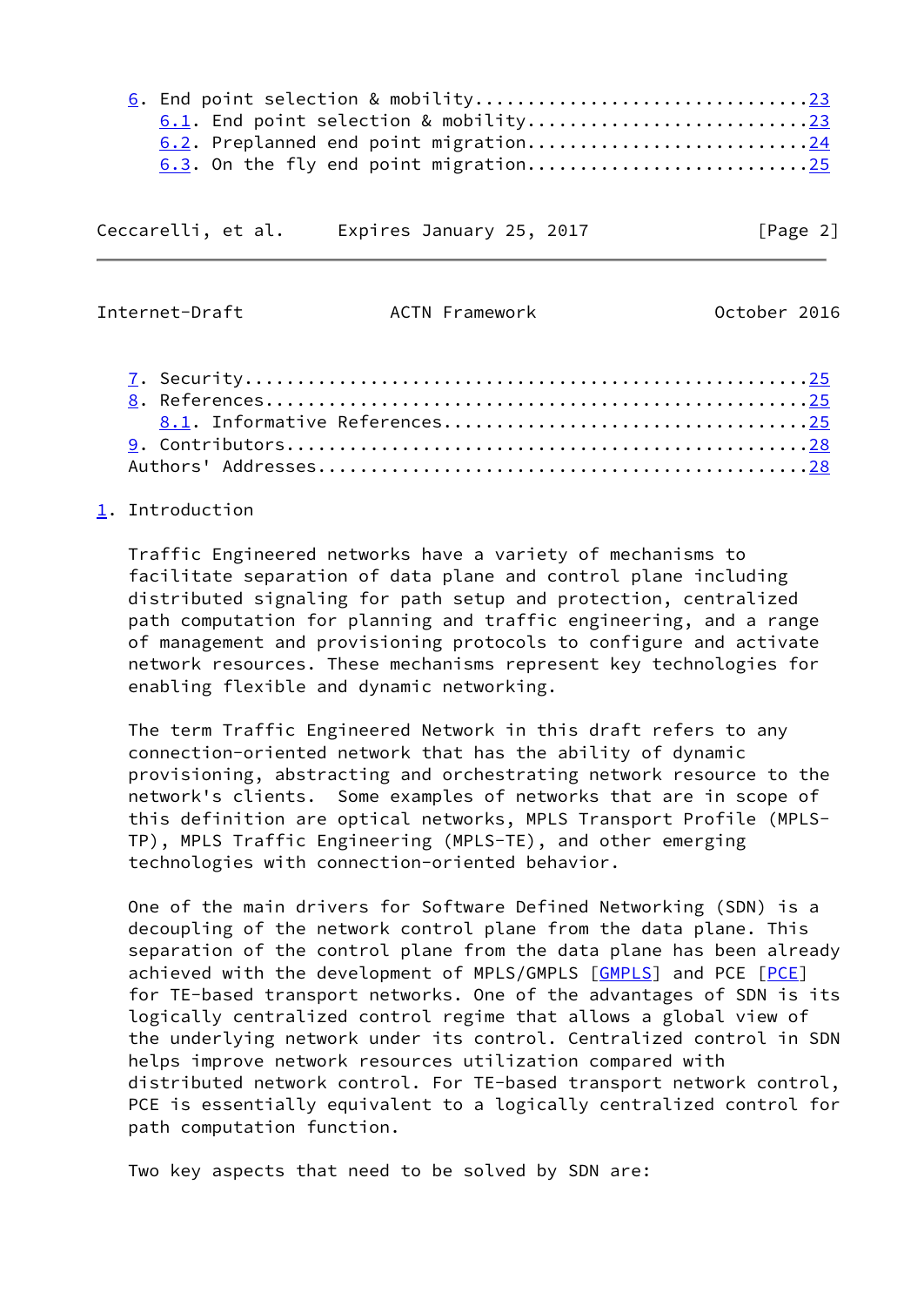6. End point selection & mobility...............................23
   6.1. End point selection & mobility..........................23
   6.2. Preplanned end point migration..........................24
   6.3. On the fly end point migration..........................25
7. Security.....................................................25
8. References...................................................25
   8.1. Informative References..................................25
9. Contributors.................................................28
Authors' Addresses..............................................28

# 1. Introduction

Traffic Engineered networks have a variety of mechanisms to facilitate separation of data plane and control plane including distributed signaling for path setup and protection, centralized path computation for planning and traffic engineering, and a range of management and provisioning protocols to configure and activate network resources. These mechanisms represent key technologies for enabling flexible and dynamic networking.

The term Traffic Engineered Network in this draft refers to any connection-oriented network that has the ability of dynamic provisioning, abstracting and orchestrating network resource to the network's clients. Some examples of networks that are in scope of this definition are optical networks, MPLS Transport Profile (MPLS-TP), MPLS Traffic Engineering (MPLS-TE), and other emerging technologies with connection-oriented behavior.

One of the main drivers for Software Defined Networking (SDN) is a decoupling of the network control plane from the data plane. This separation of the control plane from the data plane has been already achieved with the development of MPLS/GMPLS [GMPLS] and PCE [PCE] for TE-based transport networks. One of the advantages of SDN is its logically centralized control regime that allows a global view of the underlying network under its control. Centralized control in SDN helps improve network resources utilization compared with distributed network control. For TE-based transport network control, PCE is essentially equivalent to a logically centralized control for path computation function.

Two key aspects that need to be solved by SDN are: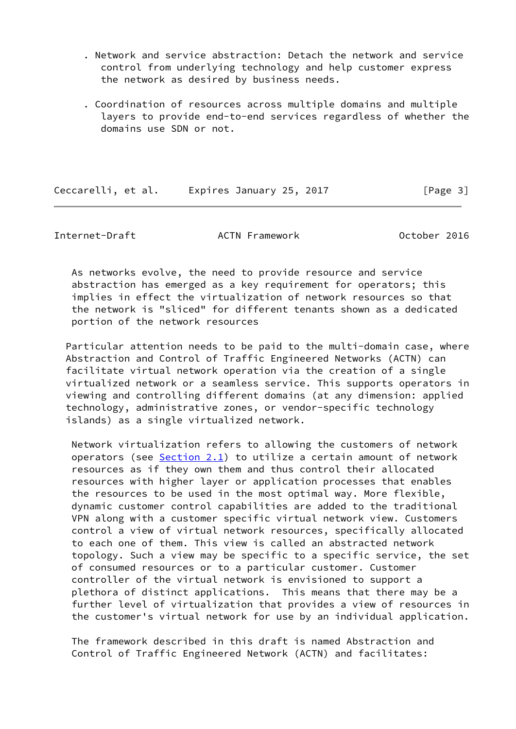- Network and service abstraction: Detach the network and service control from underlying technology and help customer express the network as desired by business needs.

- Coordination of resources across multiple domains and multiple layers to provide end-to-end services regardless of whether the domains use SDN or not.

As networks evolve, the need to provide resource and service abstraction has emerged as a key requirement for operators; this implies in effect the virtualization of network resources so that the network is "sliced" for different tenants shown as a dedicated portion of the network resources

Particular attention needs to be paid to the multi-domain case, where Abstraction and Control of Traffic Engineered Networks (ACTN) can facilitate virtual network operation via the creation of a single virtualized network or a seamless service. This supports operators in viewing and controlling different domains (at any dimension: applied technology, administrative zones, or vendor-specific technology islands) as a single virtualized network.

Network virtualization refers to allowing the customers of network operators (see Section 2.1) to utilize a certain amount of network resources as if they own them and thus control their allocated resources with higher layer or application processes that enables the resources to be used in the most optimal way. More flexible, dynamic customer control capabilities are added to the traditional VPN along with a customer specific virtual network view. Customers control a view of virtual network resources, specifically allocated to each one of them. This view is called an abstracted network topology. Such a view may be specific to a specific service, the set of consumed resources or to a particular customer. Customer controller of the virtual network is envisioned to support a plethora of distinct applications. This means that there may be a further level of virtualization that provides a view of resources in the customer's virtual network for use by an individual application.

The framework described in this draft is named Abstraction and Control of Traffic Engineered Network (ACTN) and facilitates: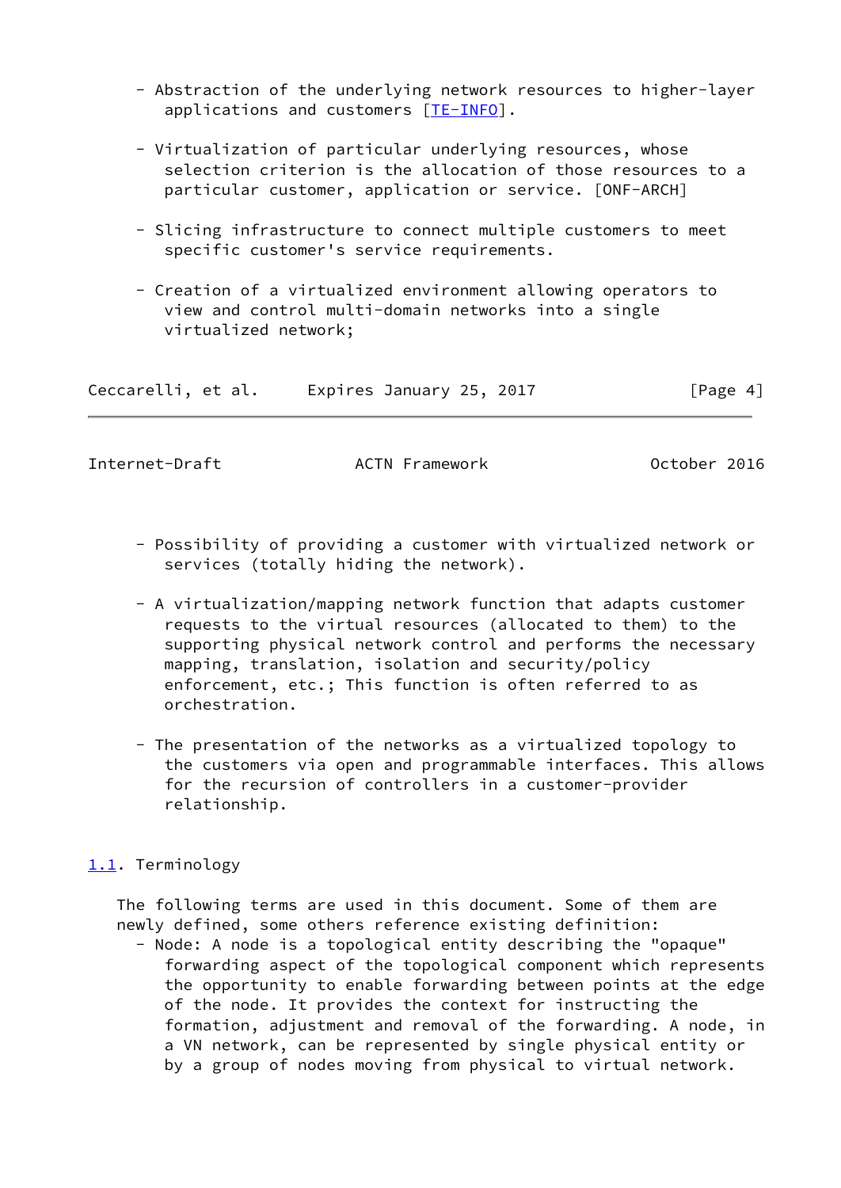- Abstraction of the underlying network resources to higher-layer applications and customers [TE-INFO].

- Virtualization of particular underlying resources, whose selection criterion is the allocation of those resources to a particular customer, application or service. [ONF-ARCH]

- Slicing infrastructure to connect multiple customers to meet specific customer's service requirements.

- Creation of a virtualized environment allowing operators to view and control multi-domain networks into a single virtualized network;

- Possibility of providing a customer with virtualized network or services (totally hiding the network).

- A virtualization/mapping network function that adapts customer requests to the virtual resources (allocated to them) to the supporting physical network control and performs the necessary mapping, translation, isolation and security/policy enforcement, etc.; This function is often referred to as orchestration.

- The presentation of the networks as a virtualized topology to the customers via open and programmable interfaces. This allows for the recursion of controllers in a customer-provider relationship.

## 1.1. Terminology

The following terms are used in this document. Some of them are newly defined, some others reference existing definition:

- Node: A node is a topological entity describing the "opaque" forwarding aspect of the topological component which represents the opportunity to enable forwarding between points at the edge of the node. It provides the context for instructing the formation, adjustment and removal of the forwarding. A node, in a VN network, can be represented by single physical entity or by a group of nodes moving from physical to virtual network.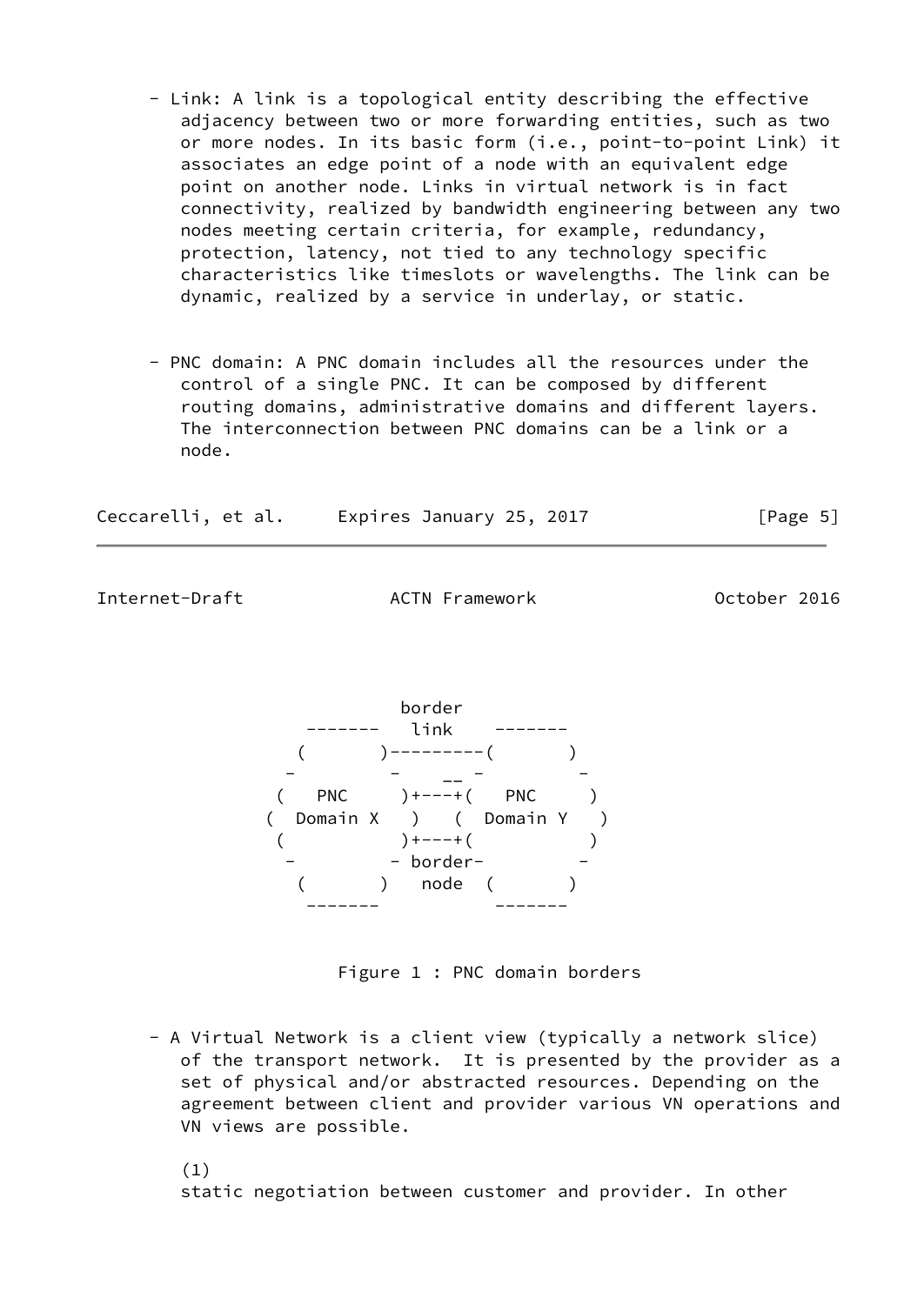- Link: A link is a topological entity describing the effective adjacency between two or more forwarding entities, such as two or more nodes. In its basic form (i.e., point-to-point Link) it associates an edge point of a node with an equivalent edge point on another node. Links in virtual network is in fact connectivity, realized by bandwidth engineering between any two nodes meeting certain criteria, for example, redundancy, protection, latency, not tied to any technology specific characteristics like timeslots or wavelengths. The link can be dynamic, realized by a service in underlay, or static.

- PNC domain: A PNC domain includes all the resources under the control of a single PNC. It can be composed by different routing domains, administrative domains and different layers. The interconnection between PNC domains can be a link or a node.

```
                 border
        -------   link    -------
       (       )---------(       )
      -         -    __ -         -
     (   PNC     )+---+(   PNC     )
    (  Domain X   )   (  Domain Y   )
     (           )+---+(           )
      -         - border-         -
       (       )   node  (       )
        -------           -------
```

Figure 1 : PNC domain borders

- A Virtual Network is a client view (typically a network slice) of the transport network. It is presented by the provider as a set of physical and/or abstracted resources. Depending on the agreement between client and provider various VN operations and VN views are possible.

  (1)
  static negotiation between customer and provider. In other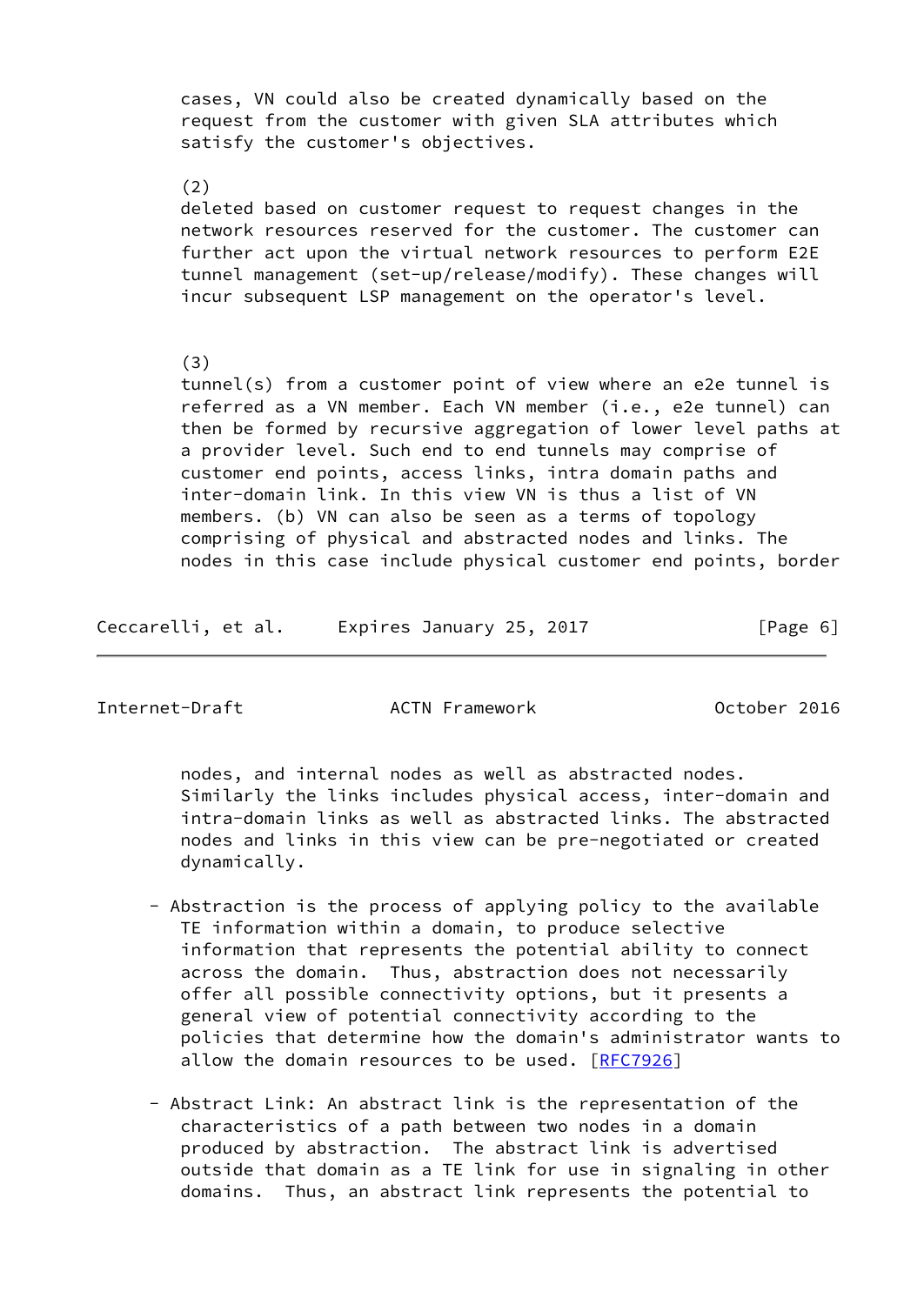cases, VN could also be created dynamically based on the request from the customer with given SLA attributes which satisfy the customer's objectives.

(2)
deleted based on customer request to request changes in the network resources reserved for the customer. The customer can further act upon the virtual network resources to perform E2E tunnel management (set-up/release/modify). These changes will incur subsequent LSP management on the operator's level.

(3)
tunnel(s) from a customer point of view where an e2e tunnel is referred as a VN member. Each VN member (i.e., e2e tunnel) can then be formed by recursive aggregation of lower level paths at a provider level. Such end to end tunnels may comprise of customer end points, access links, intra domain paths and inter-domain link. In this view VN is thus a list of VN members. (b) VN can also be seen as a terms of topology comprising of physical and abstracted nodes and links. The nodes in this case include physical customer end points, border nodes, and internal nodes as well as abstracted nodes. Similarly the links includes physical access, inter-domain and intra-domain links as well as abstracted links. The abstracted nodes and links in this view can be pre-negotiated or created dynamically.

- Abstraction is the process of applying policy to the available TE information within a domain, to produce selective information that represents the potential ability to connect across the domain. Thus, abstraction does not necessarily offer all possible connectivity options, but it presents a general view of potential connectivity according to the policies that determine how the domain's administrator wants to allow the domain resources to be used. [RFC7926]

- Abstract Link: An abstract link is the representation of the characteristics of a path between two nodes in a domain produced by abstraction. The abstract link is advertised outside that domain as a TE link for use in signaling in other domains. Thus, an abstract link represents the potential to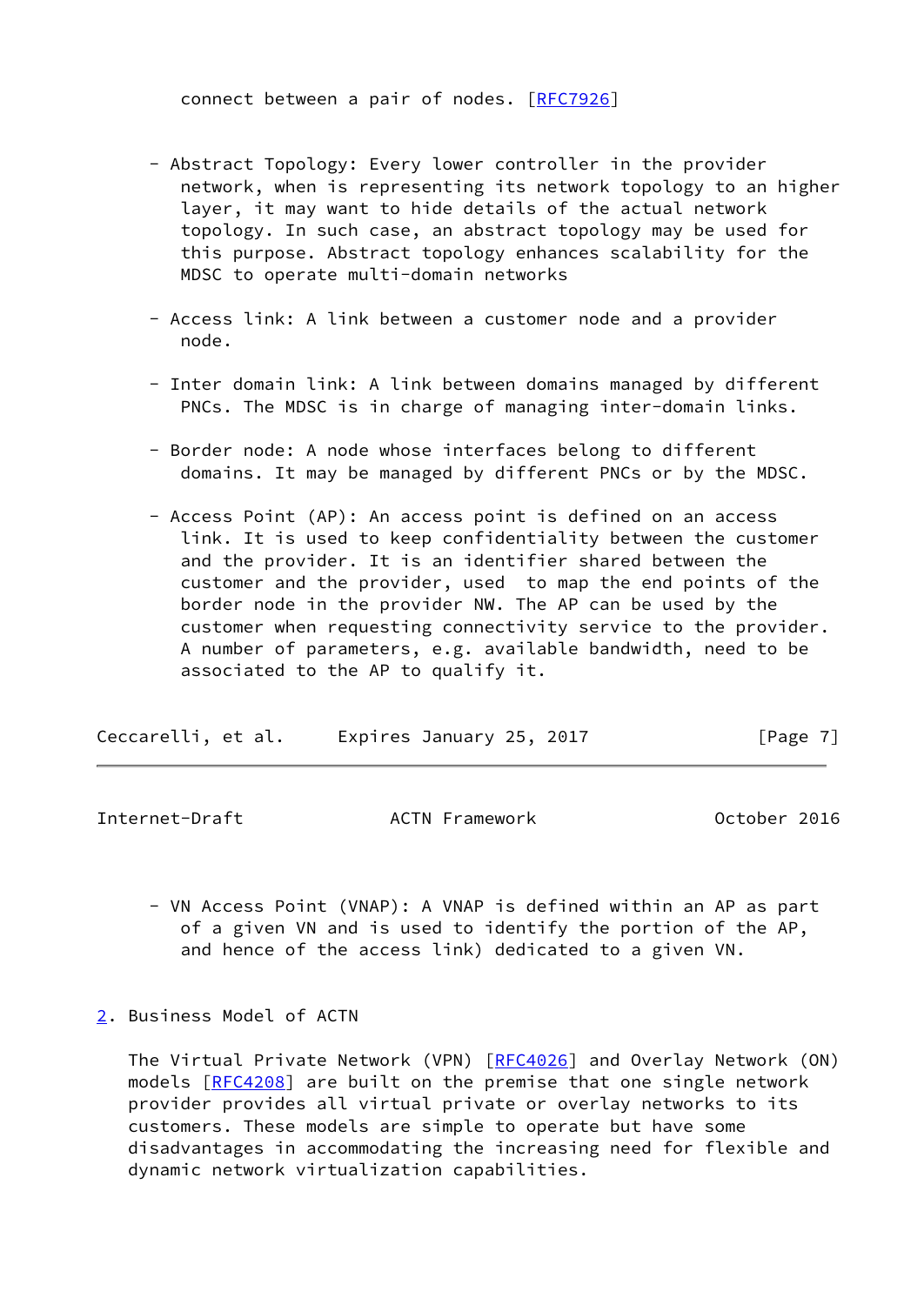connect between a pair of nodes. [RFC7926]

- Abstract Topology: Every lower controller in the provider network, when is representing its network topology to an higher layer, it may want to hide details of the actual network topology. In such case, an abstract topology may be used for this purpose. Abstract topology enhances scalability for the MDSC to operate multi-domain networks

- Access link: A link between a customer node and a provider node.

- Inter domain link: A link between domains managed by different PNCs. The MDSC is in charge of managing inter-domain links.

- Border node: A node whose interfaces belong to different domains. It may be managed by different PNCs or by the MDSC.

- Access Point (AP): An access point is defined on an access link. It is used to keep confidentiality between the customer and the provider. It is an identifier shared between the customer and the provider, used to map the end points of the border node in the provider NW. The AP can be used by the customer when requesting connectivity service to the provider. A number of parameters, e.g. available bandwidth, need to be associated to the AP to qualify it.

- VN Access Point (VNAP): A VNAP is defined within an AP as part of a given VN and is used to identify the portion of the AP, and hence of the access link) dedicated to a given VN.

## 2. Business Model of ACTN

The Virtual Private Network (VPN) [RFC4026] and Overlay Network (ON) models [RFC4208] are built on the premise that one single network provider provides all virtual private or overlay networks to its customers. These models are simple to operate but have some disadvantages in accommodating the increasing need for flexible and dynamic network virtualization capabilities.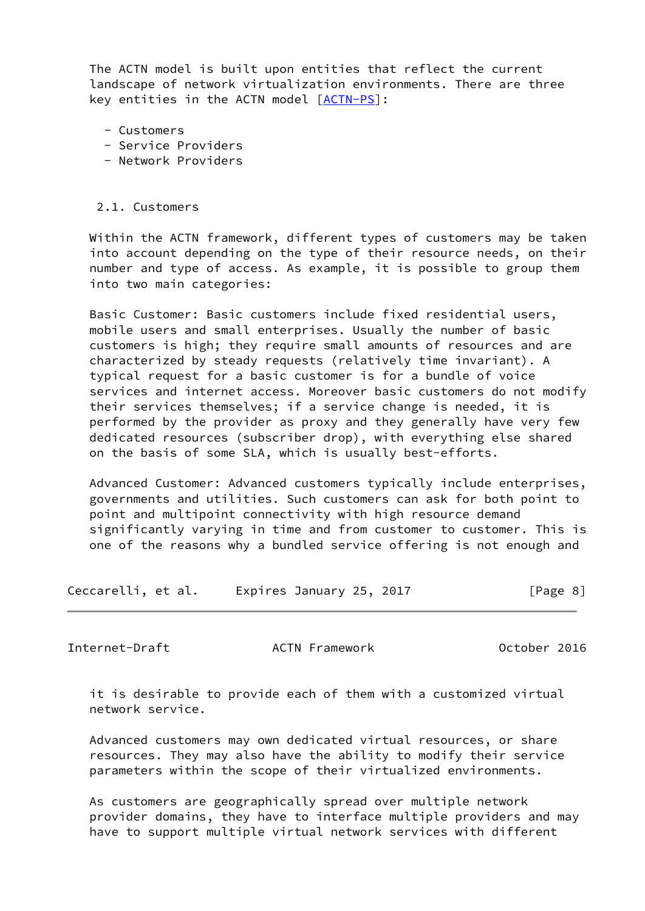The ACTN model is built upon entities that reflect the current landscape of network virtualization environments. There are three key entities in the ACTN model [ACTN-PS]:

- Customers
- Service Providers
- Network Providers

## 2.1. Customers

Within the ACTN framework, different types of customers may be taken into account depending on the type of their resource needs, on their number and type of access. As example, it is possible to group them into two main categories:

Basic Customer: Basic customers include fixed residential users, mobile users and small enterprises. Usually the number of basic customers is high; they require small amounts of resources and are characterized by steady requests (relatively time invariant). A typical request for a basic customer is for a bundle of voice services and internet access. Moreover basic customers do not modify their services themselves; if a service change is needed, it is performed by the provider as proxy and they generally have very few dedicated resources (subscriber drop), with everything else shared on the basis of some SLA, which is usually best-efforts.

Advanced Customer: Advanced customers typically include enterprises, governments and utilities. Such customers can ask for both point to point and multipoint connectivity with high resource demand significantly varying in time and from customer to customer. This is one of the reasons why a bundled service offering is not enough and it is desirable to provide each of them with a customized virtual network service.

Advanced customers may own dedicated virtual resources, or share resources. They may also have the ability to modify their service parameters within the scope of their virtualized environments.

As customers are geographically spread over multiple network provider domains, they have to interface multiple providers and may have to support multiple virtual network services with different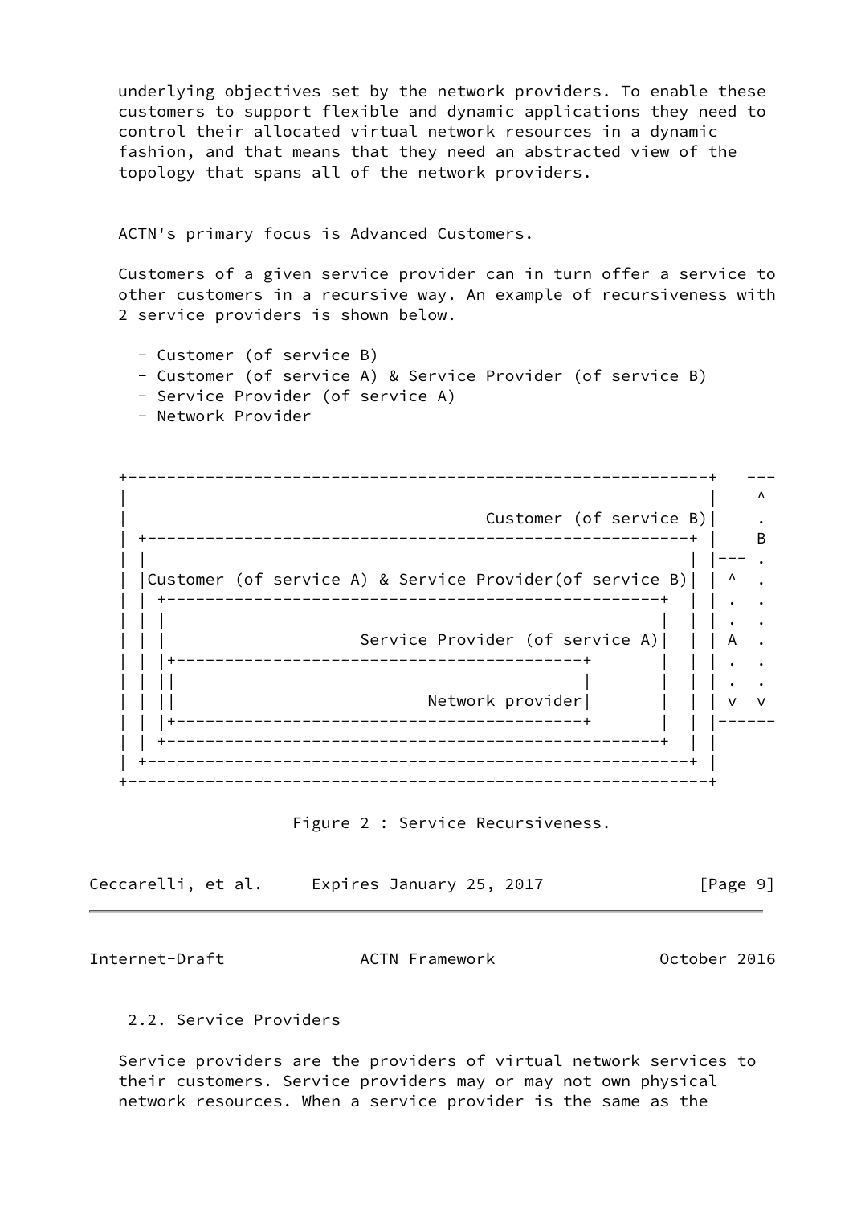underlying objectives set by the network providers. To enable these customers to support flexible and dynamic applications they need to control their allocated virtual network resources in a dynamic fashion, and that means that they need an abstracted view of the topology that spans all of the network providers.

ACTN's primary focus is Advanced Customers.

Customers of a given service provider can in turn offer a service to other customers in a recursive way. An example of recursiveness with 2 service providers is shown below.

- Customer (of service B)
- Customer (of service A) & Service Provider (of service B)
- Service Provider (of service A)
- Network Provider

```
+------------------------------------------------------------+    ---
|                                                            |     ^
|                                      Customer (of service B)|     .
| +--------------------------------------------------------+ |     B
| |                                                        | |---  .
| |Customer (of service A) & Service Provider(of service B)| | ^   .
| | +---------------------------------------------------+  | | .   .
| | |                                                   |  | | .   .
| | |                    Service Provider (of service A)|  | | A   .
| | |+------------------------------------------+       |  | | .   .
| | ||                                          |       |  | | .   .
| | ||                           Network provider|       |  | | v   v
| | |+------------------------------------------+       |  | |------
| | +---------------------------------------------------+  | |
| +--------------------------------------------------------+ |
+------------------------------------------------------------+
```

Figure 2 : Service Recursiveness.

## 2.2. Service Providers

Service providers are the providers of virtual network services to their customers. Service providers may or may not own physical network resources. When a service provider is the same as the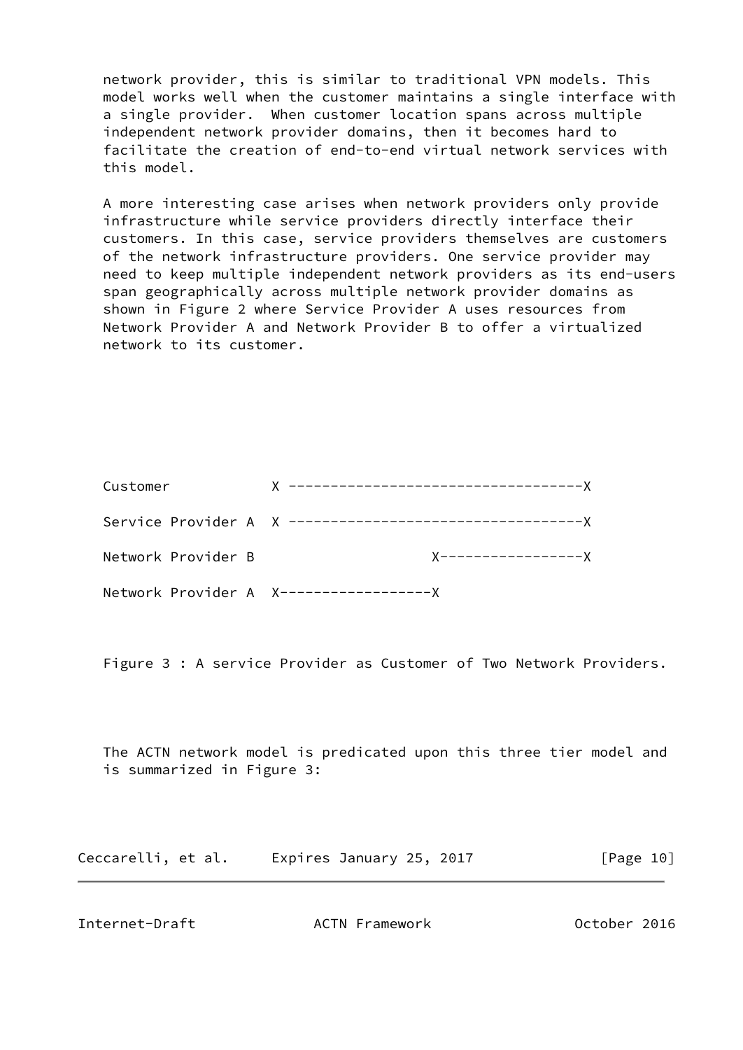network provider, this is similar to traditional VPN models. This model works well when the customer maintains a single interface with a single provider. When customer location spans across multiple independent network provider domains, then it becomes hard to facilitate the creation of end-to-end virtual network services with this model.

A more interesting case arises when network providers only provide infrastructure while service providers directly interface their customers. In this case, service providers themselves are customers of the network infrastructure providers. One service provider may need to keep multiple independent network providers as its end-users span geographically across multiple network provider domains as shown in Figure 2 where Service Provider A uses resources from Network Provider A and Network Provider B to offer a virtualized network to its customer.

```
Customer            X ----------------------------------X

Service Provider A  X ----------------------------------X

Network Provider B                     X-----------------X

Network Provider A  X------------------X
```

Figure 3 : A service Provider as Customer of Two Network Providers.

The ACTN network model is predicated upon this three tier model and is summarized in Figure 3: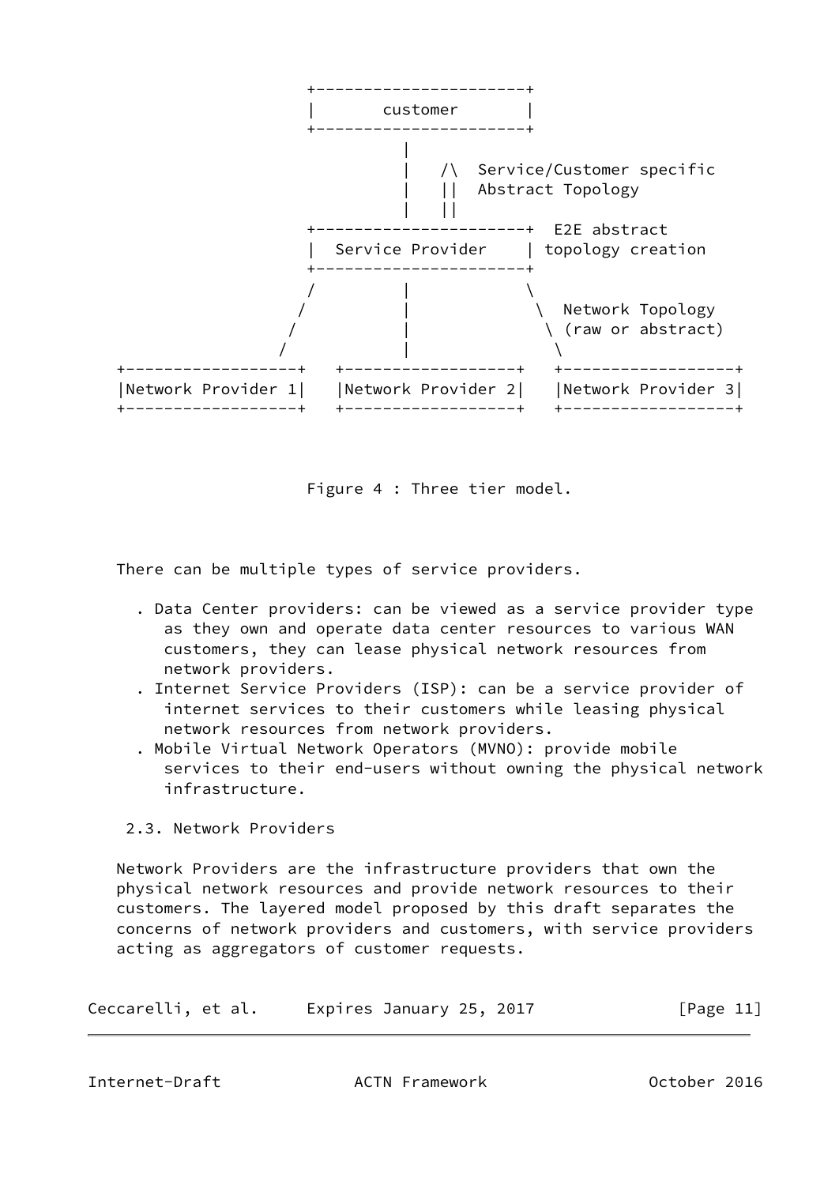```
                +----------------------+
                |       customer       |
                +----------------------+
                           |
                           |   /\  Service/Customer specific
                           |   ||  Abstract Topology
                           |   ||
                +----------------------+  E2E abstract
                |  Service Provider    | topology creation
                +----------------------+
                /          |           \
               /           |            \  Network Topology
              /            |             \ (raw or abstract)
             /             |              \
+-------------------+   +-------------------+   +-------------------+
|Network Provider 1|   |Network Provider 2|   |Network Provider 3|
+-------------------+   +-------------------+   +-------------------+
```

Figure 4 : Three tier model.

There can be multiple types of service providers.

- Data Center providers: can be viewed as a service provider type as they own and operate data center resources to various WAN customers, they can lease physical network resources from network providers.
- Internet Service Providers (ISP): can be a service provider of internet services to their customers while leasing physical network resources from network providers.
- Mobile Virtual Network Operators (MVNO): provide mobile services to their end-users without owning the physical network infrastructure.

## 2.3. Network Providers

Network Providers are the infrastructure providers that own the physical network resources and provide network resources to their customers. The layered model proposed by this draft separates the concerns of network providers and customers, with service providers acting as aggregators of customer requests.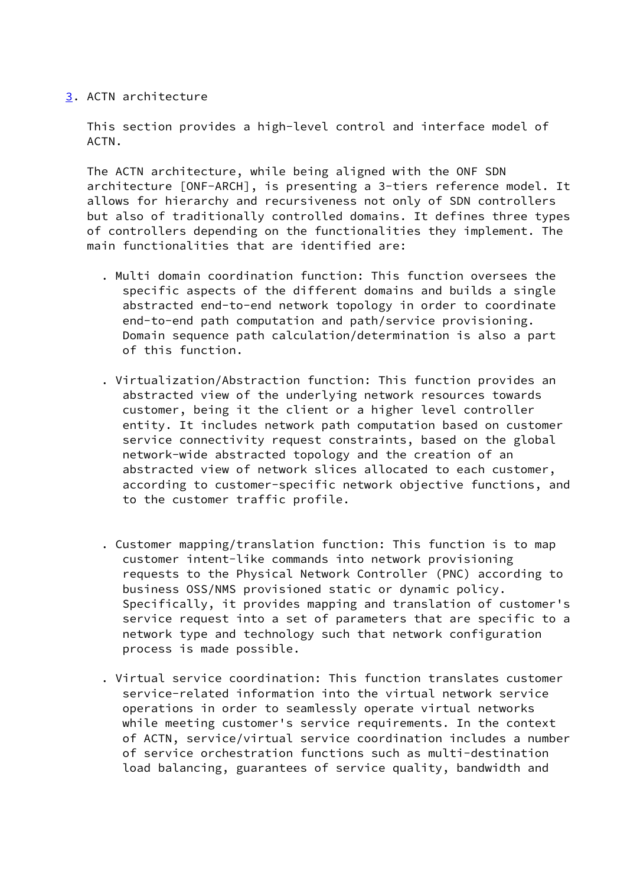## 3. ACTN architecture

This section provides a high-level control and interface model of ACTN.

The ACTN architecture, while being aligned with the ONF SDN architecture [ONF-ARCH], is presenting a 3-tiers reference model. It allows for hierarchy and recursiveness not only of SDN controllers but also of traditionally controlled domains. It defines three types of controllers depending on the functionalities they implement. The main functionalities that are identified are:

- Multi domain coordination function: This function oversees the specific aspects of the different domains and builds a single abstracted end-to-end network topology in order to coordinate end-to-end path computation and path/service provisioning. Domain sequence path calculation/determination is also a part of this function.

- Virtualization/Abstraction function: This function provides an abstracted view of the underlying network resources towards customer, being it the client or a higher level controller entity. It includes network path computation based on customer service connectivity request constraints, based on the global network-wide abstracted topology and the creation of an abstracted view of network slices allocated to each customer, according to customer-specific network objective functions, and to the customer traffic profile.

- Customer mapping/translation function: This function is to map customer intent-like commands into network provisioning requests to the Physical Network Controller (PNC) according to business OSS/NMS provisioned static or dynamic policy. Specifically, it provides mapping and translation of customer's service request into a set of parameters that are specific to a network type and technology such that network configuration process is made possible.

- Virtual service coordination: This function translates customer service-related information into the virtual network service operations in order to seamlessly operate virtual networks while meeting customer's service requirements. In the context of ACTN, service/virtual service coordination includes a number of service orchestration functions such as multi-destination load balancing, guarantees of service quality, bandwidth and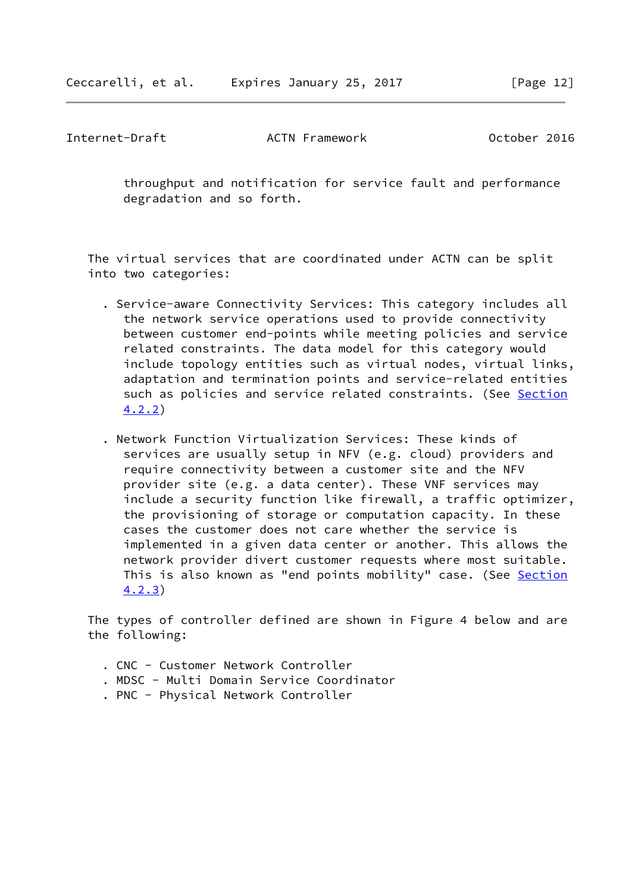throughput and notification for service fault and performance degradation and so forth.

The virtual services that are coordinated under ACTN can be split into two categories:

- Service-aware Connectivity Services: This category includes all the network service operations used to provide connectivity between customer end-points while meeting policies and service related constraints. The data model for this category would include topology entities such as virtual nodes, virtual links, adaptation and termination points and service-related entities such as policies and service related constraints. (See Section 4.2.2)

- Network Function Virtualization Services: These kinds of services are usually setup in NFV (e.g. cloud) providers and require connectivity between a customer site and the NFV provider site (e.g. a data center). These VNF services may include a security function like firewall, a traffic optimizer, the provisioning of storage or computation capacity. In these cases the customer does not care whether the service is implemented in a given data center or another. This allows the network provider divert customer requests where most suitable. This is also known as "end points mobility" case. (See Section 4.2.3)

The types of controller defined are shown in Figure 4 below and are the following:

- CNC - Customer Network Controller
- MDSC - Multi Domain Service Coordinator
- PNC - Physical Network Controller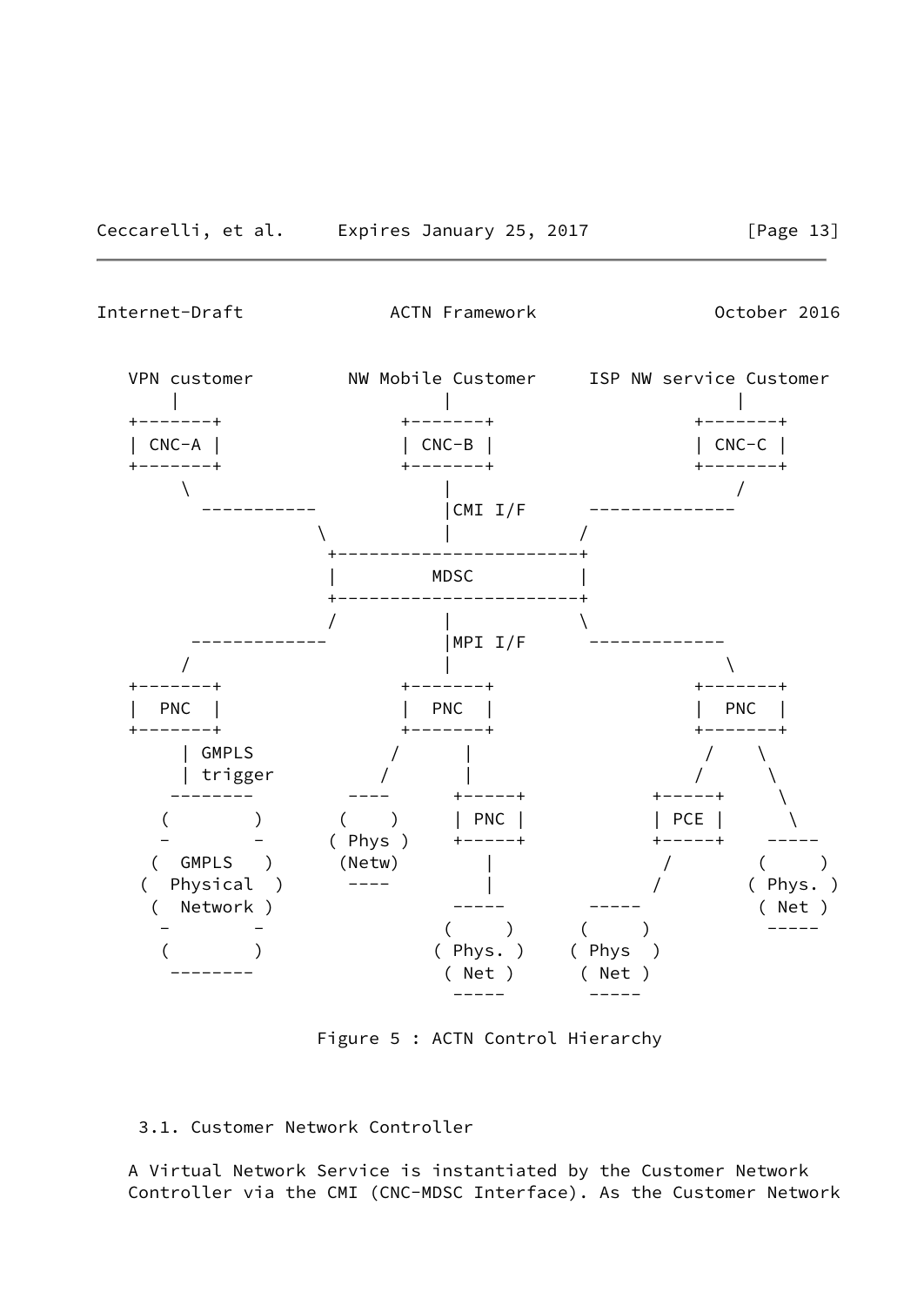```
   VPN customer         NW Mobile Customer     ISP NW service Customer
       |                         |                            |
   +-------+                 +-------+                    +-------+
   | CNC-A |                 | CNC-B |                    | CNC-C |
   +-------+                 +-------+                    +-------+
        \                        |                            /
         -----------             |CMI I/F      --------------
                    \            |            /
                     +-----------------------+
                     |         MDSC          |
                     +-----------------------+
                    /            |            \
        -------------            |MPI I/F      -------------
       /                         |                          \
   +-------+                 +-------+                    +-------+
   |  PNC  |                 |  PNC  |                    |  PNC  |
   +-------+                 +-------+                    +-------+
       | GMPLS             /      |                        /    \
       | trigger          /       |                       /      \
     --------          ----      +-----+             +-----+      \
    (        )        (    )     | PNC |             | PCE |       \
    -        -       ( Phys )    +-----+             +-----+      -----
   (  GMPLS   )      (Netw)         |                   /        (     )
  (  Physical  )      ----          |                  /        ( Phys. )
   (  Network )                   -----             -----        ( Net )
    -        -                   (     )           (     )        -----
    (        )                  ( Phys. )         ( Phys  )
     --------                    ( Net )           ( Net )
                                  -----             -----
```

Figure 5 : ACTN Control Hierarchy

## 3.1. Customer Network Controller

A Virtual Network Service is instantiated by the Customer Network Controller via the CMI (CNC-MDSC Interface). As the Customer Network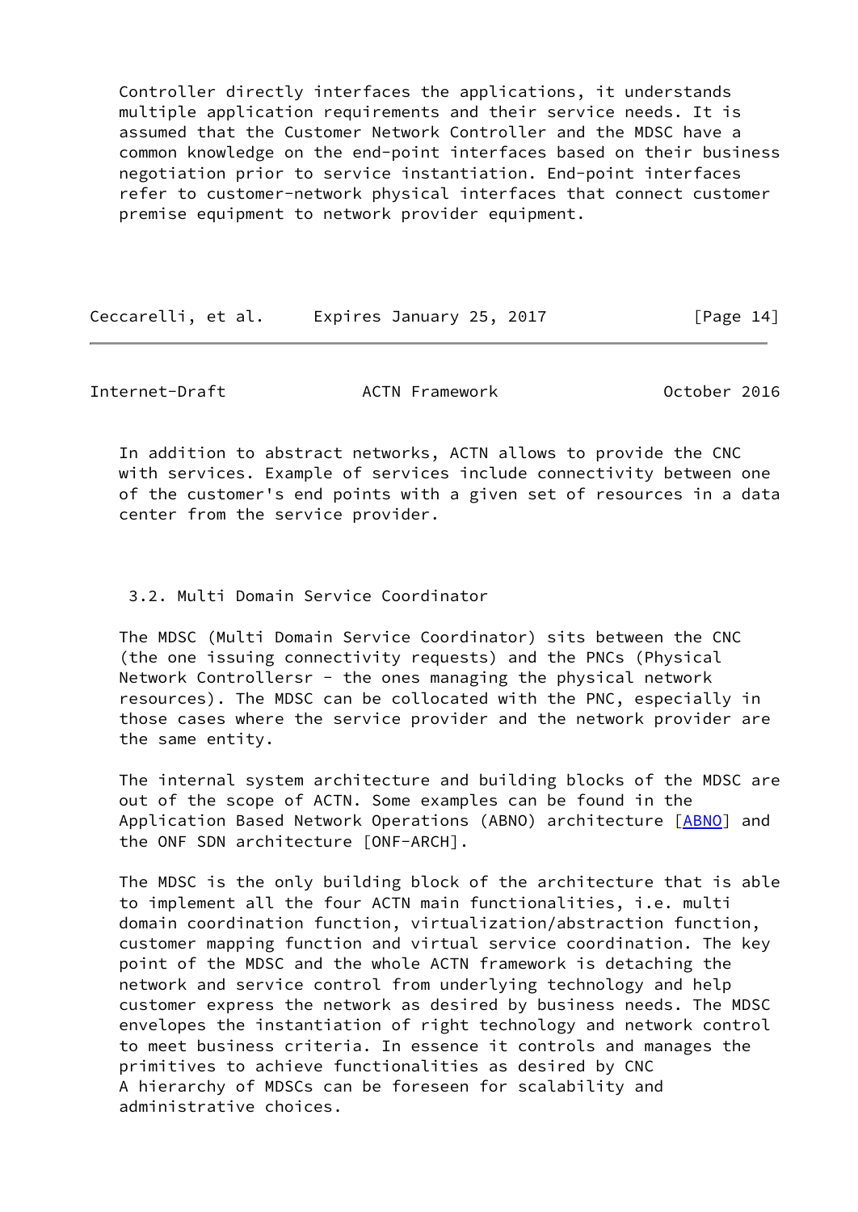Controller directly interfaces the applications, it understands multiple application requirements and their service needs. It is assumed that the Customer Network Controller and the MDSC have a common knowledge on the end-point interfaces based on their business negotiation prior to service instantiation. End-point interfaces refer to customer-network physical interfaces that connect customer premise equipment to network provider equipment.

In addition to abstract networks, ACTN allows to provide the CNC with services. Example of services include connectivity between one of the customer's end points with a given set of resources in a data center from the service provider.

### 3.2. Multi Domain Service Coordinator

The MDSC (Multi Domain Service Coordinator) sits between the CNC (the one issuing connectivity requests) and the PNCs (Physical Network Controllersr - the ones managing the physical network resources). The MDSC can be collocated with the PNC, especially in those cases where the service provider and the network provider are the same entity.

The internal system architecture and building blocks of the MDSC are out of the scope of ACTN. Some examples can be found in the Application Based Network Operations (ABNO) architecture [ABNO] and the ONF SDN architecture [ONF-ARCH].

The MDSC is the only building block of the architecture that is able to implement all the four ACTN main functionalities, i.e. multi domain coordination function, virtualization/abstraction function, customer mapping function and virtual service coordination. The key point of the MDSC and the whole ACTN framework is detaching the network and service control from underlying technology and help customer express the network as desired by business needs. The MDSC envelopes the instantiation of right technology and network control to meet business criteria. In essence it controls and manages the primitives to achieve functionalities as desired by CNC
A hierarchy of MDSCs can be foreseen for scalability and administrative choices.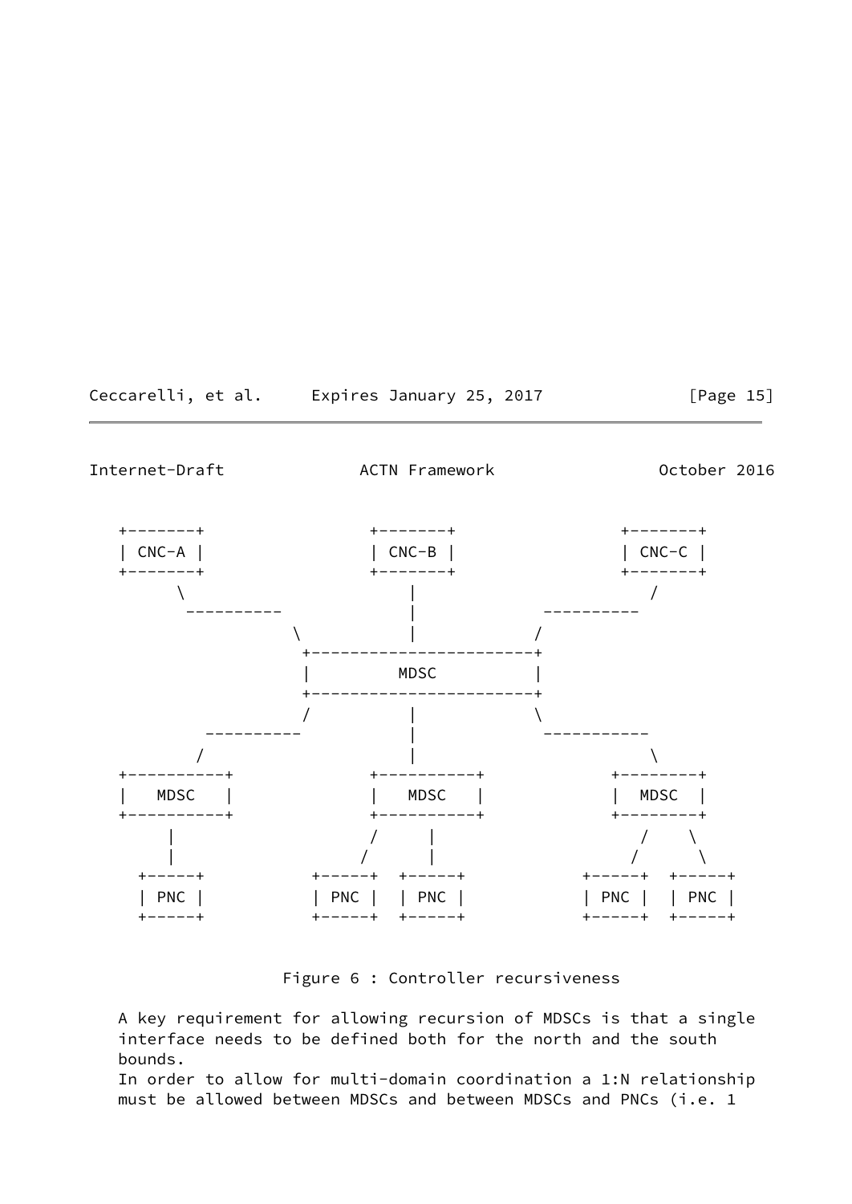```
   +-------+              +-------+              +-------+
   | CNC-A |              | CNC-B |              | CNC-C |
   +-------+              +-------+              +-------+
         \                    |                     /
          ----------          |          ----------
                    \         |         /
                     +-----------------------+
                     |         MDSC          |
                     +-----------------------+
                    /         |         \
          ----------          |          -----------
         /                    |                     \
   +----------+           +----------+           +--------+
   |   MDSC   |           |   MDSC   |           |  MDSC  |
   +----------+           +----------+           +--------+
        |                   /     |                /    \
        |                  /      |               /      \
     +-----+           +-----+  +-----+      +-----+  +-----+
     | PNC |           | PNC |  | PNC |      | PNC |  | PNC |
     +-----+           +-----+  +-----+      +-----+  +-----+
```

Figure 6 : Controller recursiveness

A key requirement for allowing recursion of MDSCs is that a single interface needs to be defined both for the north and the south bounds.
In order to allow for multi-domain coordination a 1:N relationship must be allowed between MDSCs and between MDSCs and PNCs (i.e. 1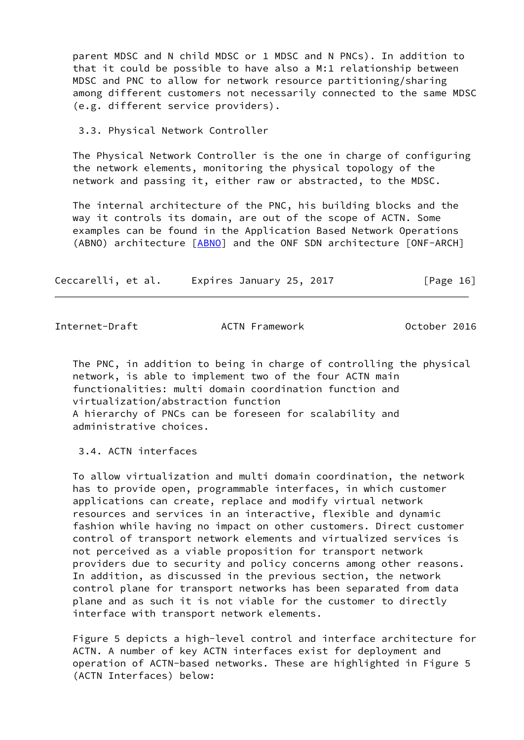parent MDSC and N child MDSC or 1 MDSC and N PNCs). In addition to that it could be possible to have also a M:1 relationship between MDSC and PNC to allow for network resource partitioning/sharing among different customers not necessarily connected to the same MDSC (e.g. different service providers).

### 3.3. Physical Network Controller

The Physical Network Controller is the one in charge of configuring the network elements, monitoring the physical topology of the network and passing it, either raw or abstracted, to the MDSC.

The internal architecture of the PNC, his building blocks and the way it controls its domain, are out of the scope of ACTN. Some examples can be found in the Application Based Network Operations (ABNO) architecture [ABNO] and the ONF SDN architecture [ONF-ARCH]

The PNC, in addition to being in charge of controlling the physical network, is able to implement two of the four ACTN main functionalities: multi domain coordination function and virtualization/abstraction function
A hierarchy of PNCs can be foreseen for scalability and administrative choices.

### 3.4. ACTN interfaces

To allow virtualization and multi domain coordination, the network has to provide open, programmable interfaces, in which customer applications can create, replace and modify virtual network resources and services in an interactive, flexible and dynamic fashion while having no impact on other customers. Direct customer control of transport network elements and virtualized services is not perceived as a viable proposition for transport network providers due to security and policy concerns among other reasons. In addition, as discussed in the previous section, the network control plane for transport networks has been separated from data plane and as such it is not viable for the customer to directly interface with transport network elements.

Figure 5 depicts a high-level control and interface architecture for ACTN. A number of key ACTN interfaces exist for deployment and operation of ACTN-based networks. These are highlighted in Figure 5 (ACTN Interfaces) below: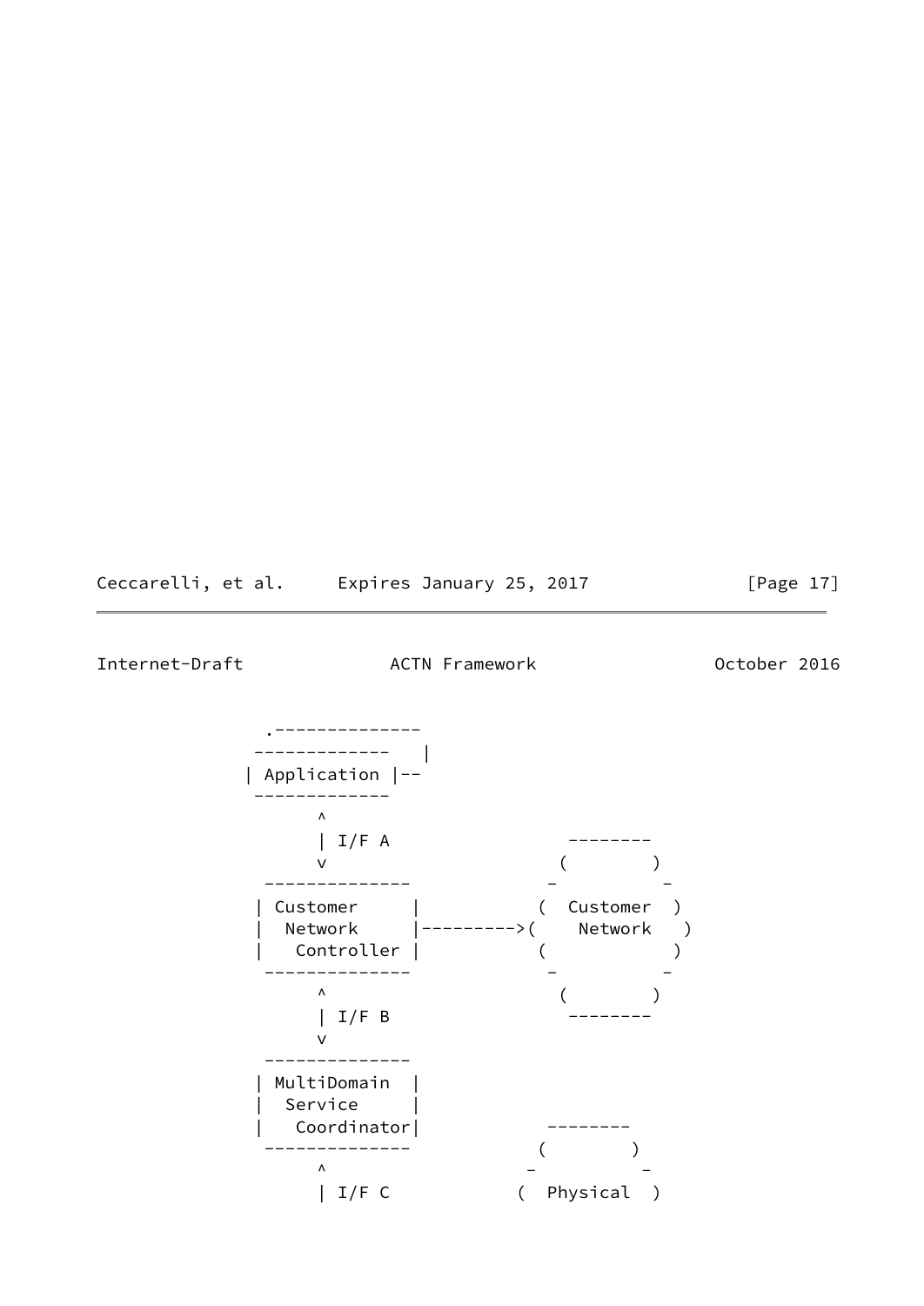```
                .--------------
               -------------   |
              | Application |--
               -------------
                     ^
                     | I/F A                 --------
                     v                      (        )
                --------------             -          -
               | Customer     |           (  Customer  )
               |  Network     |--------->(    Network   )
               |   Controller |           (            )
                --------------             -          -
                     ^                      (        )
                     | I/F B                 --------
                     v
                --------------
               | MultiDomain  |
               |  Service     |
               |   Coordinator|            --------
                --------------            (        )
                     ^                   -          -
                     | I/F C            (  Physical  )
```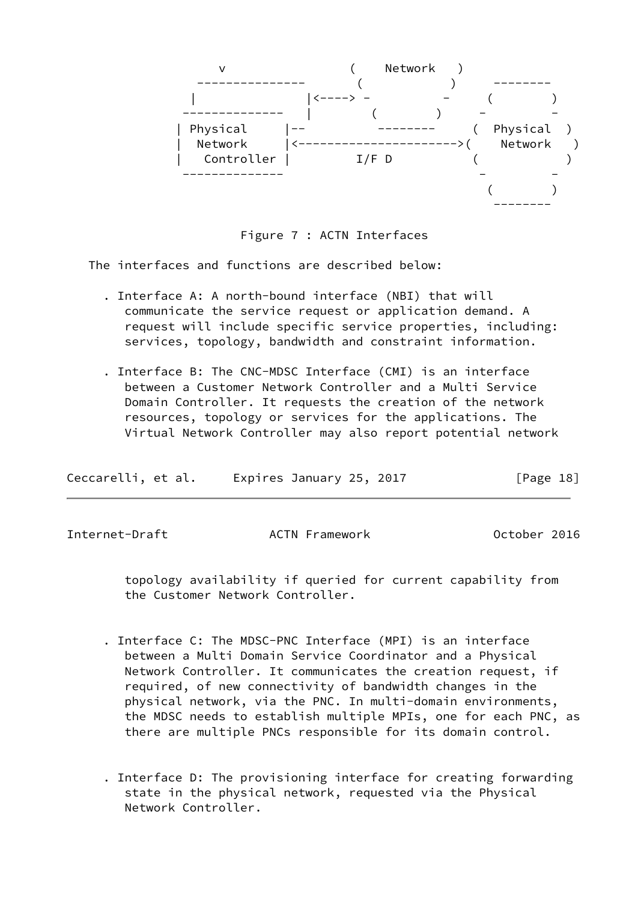```
                v                 (    Network   )
            ---------------      (            )     --------
           |               |<----> -          -     (        )
          --------------   |       (        )     -          -
         | Physical     |--         --------     (  Physical  )
         |  Network     |<--------------------->(    Network   )
         |   Controller |         I/F D          (            )
          --------------                          -          -
                                                   (        )
                                                    --------
```

Figure 7 : ACTN Interfaces

The interfaces and functions are described below:

- Interface A: A north-bound interface (NBI) that will communicate the service request or application demand. A request will include specific service properties, including: services, topology, bandwidth and constraint information.

- Interface B: The CNC-MDSC Interface (CMI) is an interface between a Customer Network Controller and a Multi Service Domain Controller. It requests the creation of the network resources, topology or services for the applications. The Virtual Network Controller may also report potential network topology availability if queried for current capability from the Customer Network Controller.

- Interface C: The MDSC-PNC Interface (MPI) is an interface between a Multi Domain Service Coordinator and a Physical Network Controller. It communicates the creation request, if required, of new connectivity of bandwidth changes in the physical network, via the PNC. In multi-domain environments, the MDSC needs to establish multiple MPIs, one for each PNC, as there are multiple PNCs responsible for its domain control.

- Interface D: The provisioning interface for creating forwarding state in the physical network, requested via the Physical Network Controller.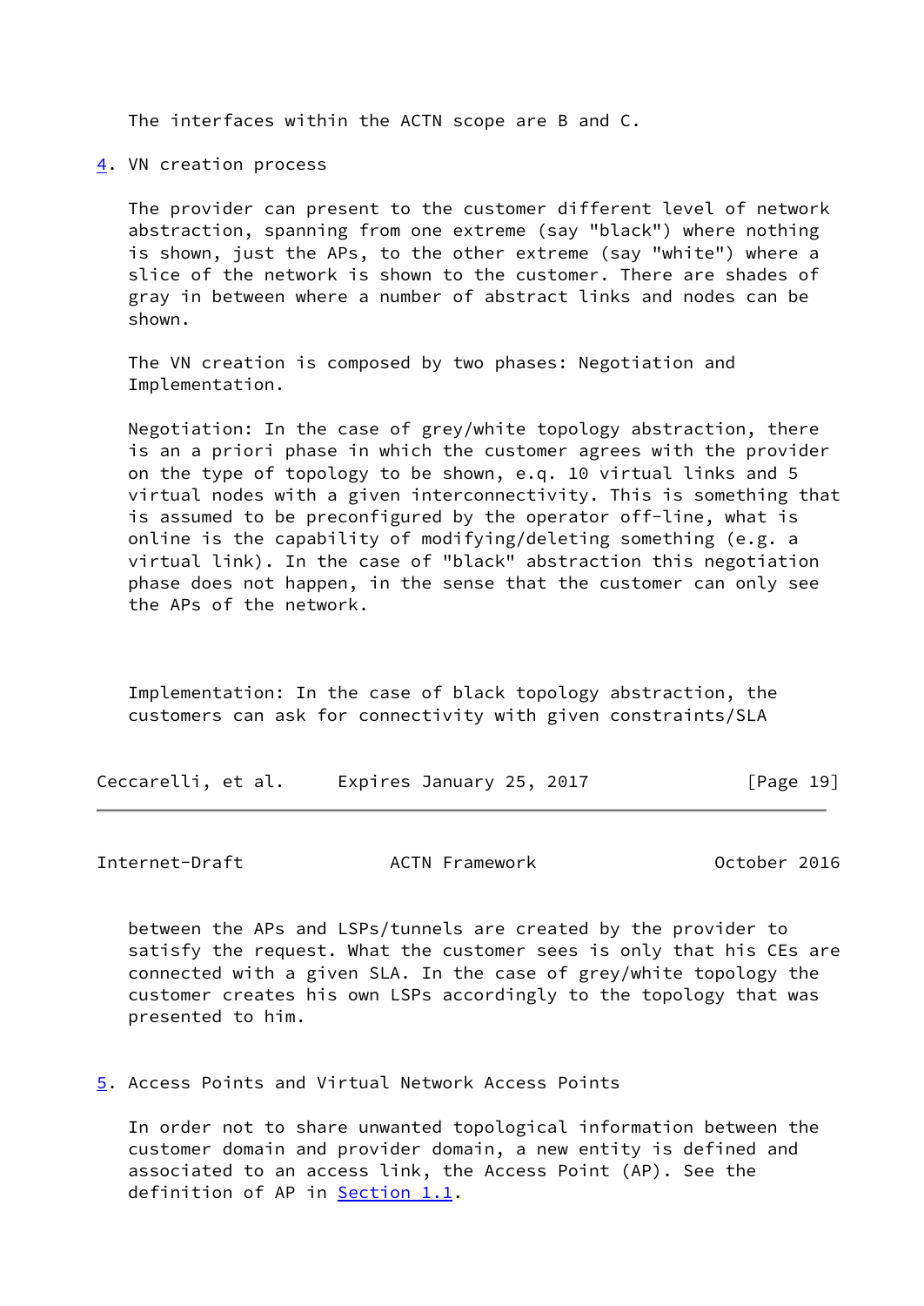The interfaces within the ACTN scope are B and C.

## 4. VN creation process

The provider can present to the customer different level of network abstraction, spanning from one extreme (say "black") where nothing is shown, just the APs, to the other extreme (say "white") where a slice of the network is shown to the customer. There are shades of gray in between where a number of abstract links and nodes can be shown.

The VN creation is composed by two phases: Negotiation and Implementation.

Negotiation: In the case of grey/white topology abstraction, there is an a priori phase in which the customer agrees with the provider on the type of topology to be shown, e.q. 10 virtual links and 5 virtual nodes with a given interconnectivity. This is something that is assumed to be preconfigured by the operator off-line, what is online is the capability of modifying/deleting something (e.g. a virtual link). In the case of "black" abstraction this negotiation phase does not happen, in the sense that the customer can only see the APs of the network.

Implementation: In the case of black topology abstraction, the customers can ask for connectivity with given constraints/SLA between the APs and LSPs/tunnels are created by the provider to satisfy the request. What the customer sees is only that his CEs are connected with a given SLA. In the case of grey/white topology the customer creates his own LSPs accordingly to the topology that was presented to him.

## 5. Access Points and Virtual Network Access Points

In order not to share unwanted topological information between the customer domain and provider domain, a new entity is defined and associated to an access link, the Access Point (AP). See the definition of AP in Section 1.1.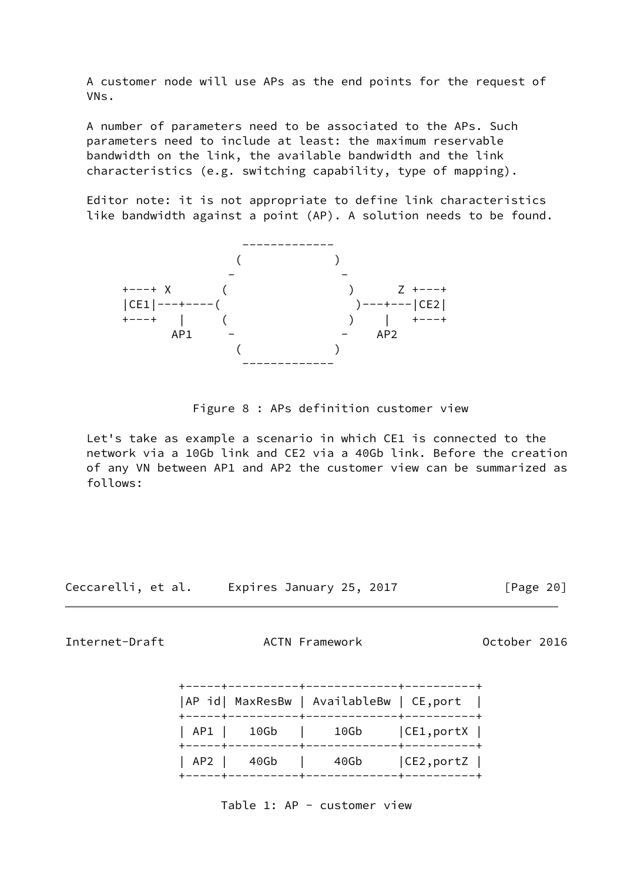A customer node will use APs as the end points for the request of VNs.

A number of parameters need to be associated to the APs. Such parameters need to include at least: the maximum reservable bandwidth on the link, the available bandwidth and the link characteristics (e.g. switching capability, type of mapping).

Editor note: it is not appropriate to define link characteristics like bandwidth against a point (AP). A solution needs to be found.

```
                  -------------
                 (             )
                -               -
  +---+ X       (                 )      Z +---+
  |CE1|---+----(                   )---+---|CE2|
  +---+   |     (                 )    |   +---+
         AP1     -               -    AP2
                 (             )
                  -------------
```

Figure 8 : APs definition customer view

Let's take as example a scenario in which CE1 is connected to the network via a 10Gb link and CE2 via a 40Gb link. Before the creation of any VN between AP1 and AP2 the customer view can be summarized as follows:

| AP id | MaxResBw | AvailableBw | CE,port |
|---|---|---|---|
| AP1 | 10Gb | 10Gb | CE1,portX |
| AP2 | 40Gb | 40Gb | CE2,portZ |

Table 1: AP - customer view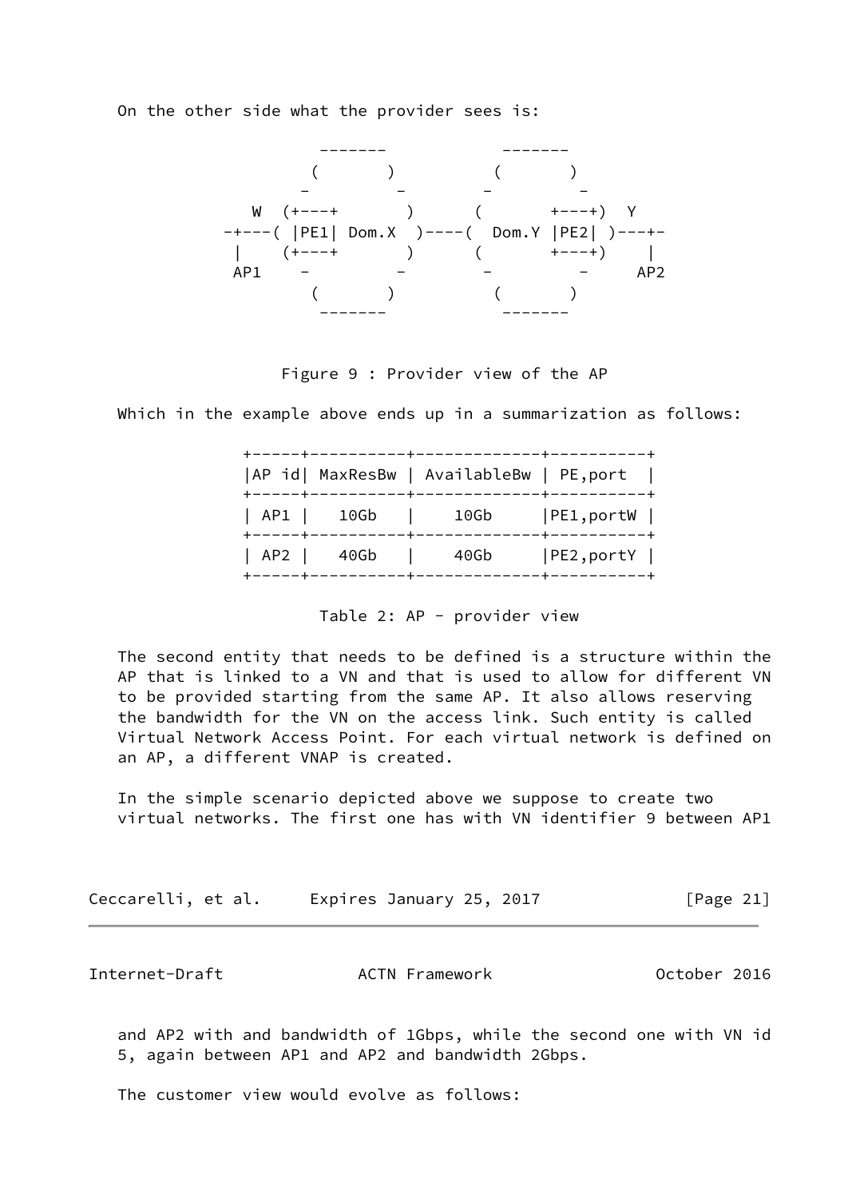On the other side what the provider sees is:

```
          -------            -------
         (       )          (       )
        -         -        -         -
    W  (+---+       )      (       +---+)  Y
  -+---( |PE1| Dom.X  )----(  Dom.Y |PE2| )---+-
   |    (+---+       )      (       +---+)    |
   AP1    -         -        -         -     AP2
         (       )          (       )
          -------            -------
```

Figure 9 : Provider view of the AP

Which in the example above ends up in a summarization as follows:

| AP id | MaxResBw | AvailableBw | PE,port |
|---|---|---|---|
| AP1 | 10Gb | 10Gb | PE1,portW |
| AP2 | 40Gb | 40Gb | PE2,portY |

Table 2: AP - provider view

The second entity that needs to be defined is a structure within the AP that is linked to a VN and that is used to allow for different VN to be provided starting from the same AP. It also allows reserving the bandwidth for the VN on the access link. Such entity is called Virtual Network Access Point. For each virtual network is defined on an AP, a different VNAP is created.

In the simple scenario depicted above we suppose to create two virtual networks. The first one has with VN identifier 9 between AP1 and AP2 with and bandwidth of 1Gbps, while the second one with VN id 5, again between AP1 and AP2 and bandwidth 2Gbps.

The customer view would evolve as follows: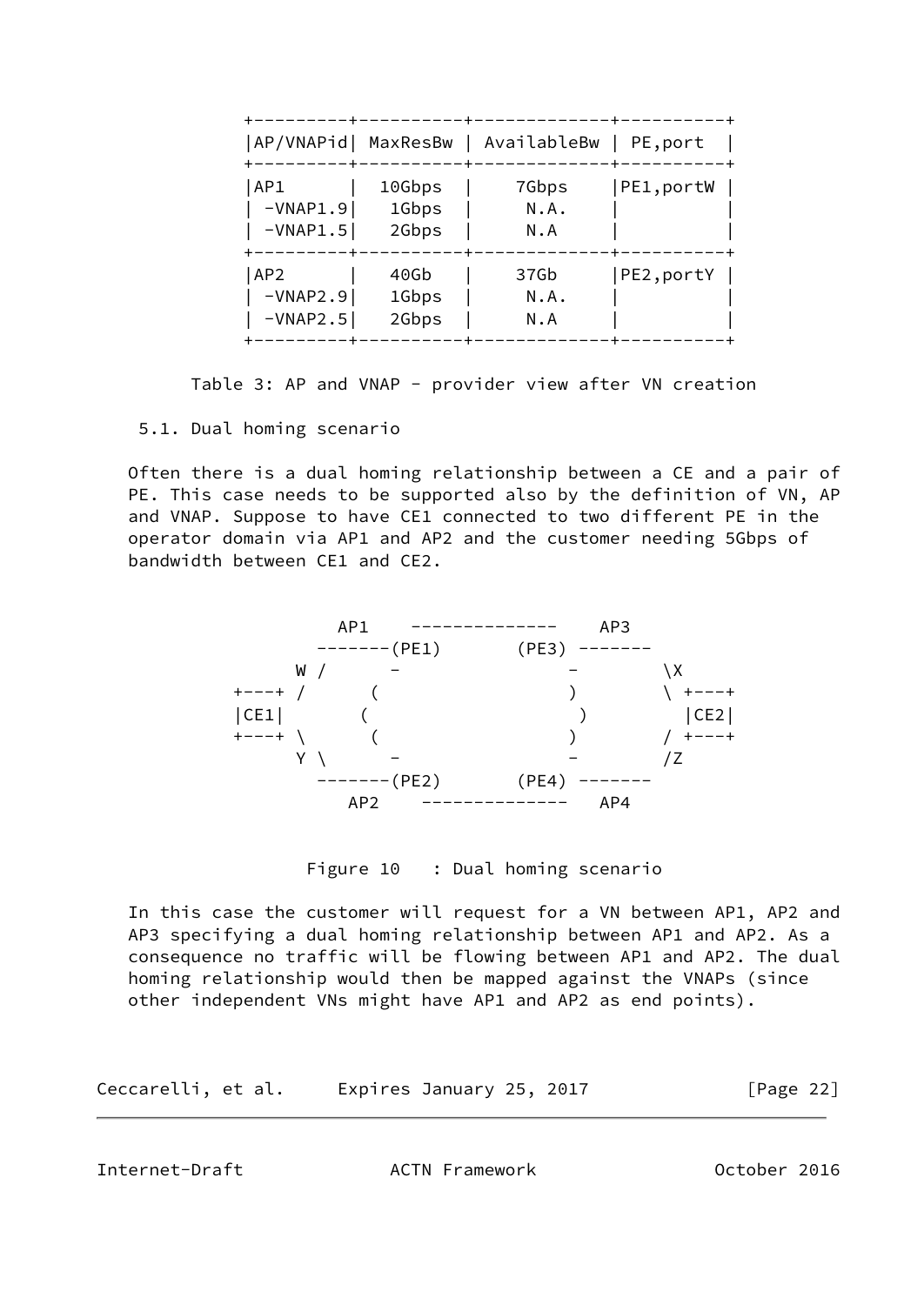| AP/VNAPid | MaxResBw | AvailableBw | PE,port |
|---|---|---|---|
| AP1 | 10Gbps | 7Gbps | PE1,portW |
| -VNAP1.9 | 1Gbps | N.A. | |
| -VNAP1.5 | 2Gbps | N.A | |
| AP2 | 40Gb | 37Gb | PE2,portY |
| -VNAP2.9 | 1Gbps | N.A. | |
| -VNAP2.5 | 2Gbps | N.A | |

Table 3: AP and VNAP - provider view after VN creation

### 5.1. Dual homing scenario

Often there is a dual homing relationship between a CE and a pair of PE. This case needs to be supported also by the definition of VN, AP and VNAP. Suppose to have CE1 connected to two different PE in the operator domain via AP1 and AP2 and the customer needing 5Gbps of bandwidth between CE1 and CE2.

```
              AP1    --------------    AP3
            -------(PE1)       (PE3) -------
         W /      -                -        \X
    +---+ /      (                  )        \ +---+
    |CE1|       (                    )         |CE2|
    +---+ \      (                  )        / +---+
         Y \      -                -        /Z
            -------(PE2)       (PE4) -------
               AP2    --------------   AP4
```

Figure 10 : Dual homing scenario

In this case the customer will request for a VN between AP1, AP2 and AP3 specifying a dual homing relationship between AP1 and AP2. As a consequence no traffic will be flowing between AP1 and AP2. The dual homing relationship would then be mapped against the VNAPs (since other independent VNs might have AP1 and AP2 as end points).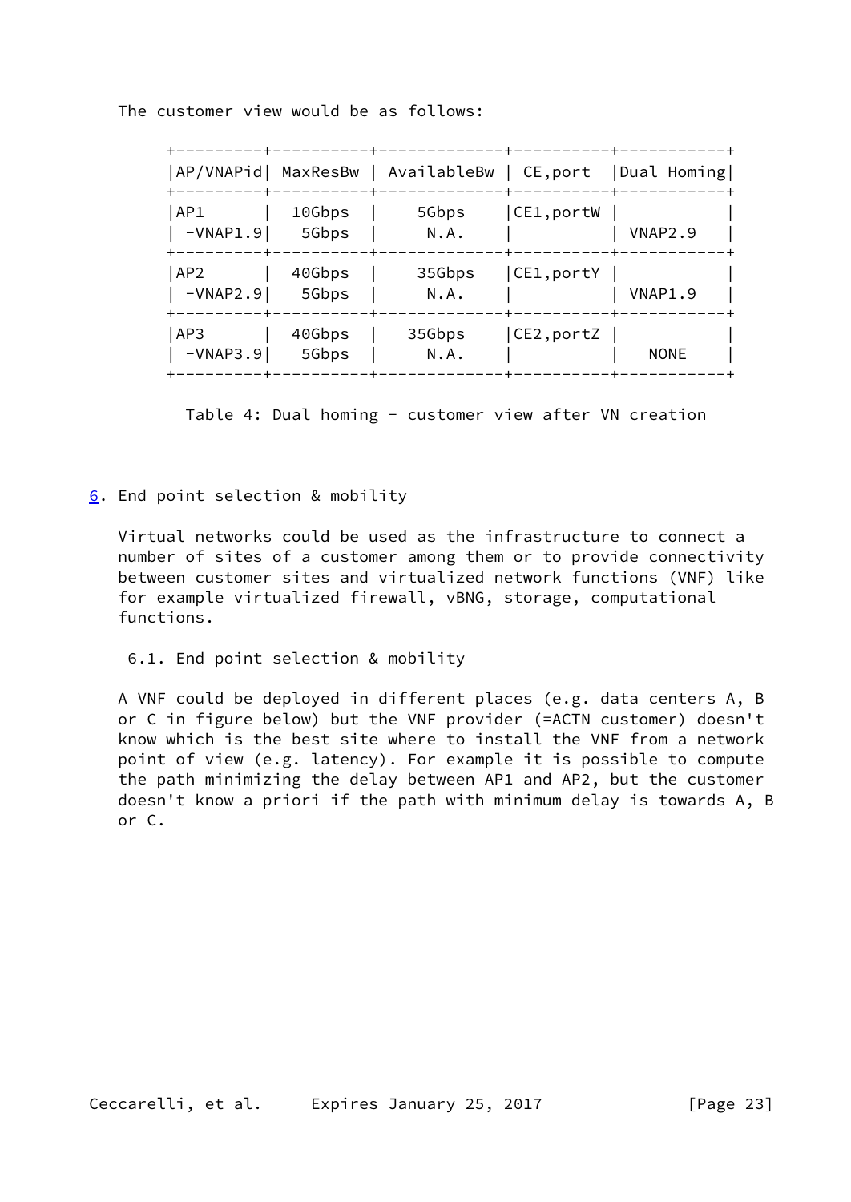The customer view would be as follows:

| AP/VNAPid | MaxResBw | AvailableBw | CE,port | Dual Homing |
|---|---|---|---|---|
| AP1 | 10Gbps | 5Gbps | CE1,portW | |
| -VNAP1.9 | 5Gbps | N.A. | | VNAP2.9 |
| AP2 | 40Gbps | 35Gbps | CE1,portY | |
| -VNAP2.9 | 5Gbps | N.A. | | VNAP1.9 |
| AP3 | 40Gbps | 35Gbps | CE2,portZ | |
| -VNAP3.9 | 5Gbps | N.A. | | NONE |

Table 4: Dual homing - customer view after VN creation

## 6. End point selection & mobility

Virtual networks could be used as the infrastructure to connect a number of sites of a customer among them or to provide connectivity between customer sites and virtualized network functions (VNF) like for example virtualized firewall, vBNG, storage, computational functions.

### 6.1. End point selection & mobility

A VNF could be deployed in different places (e.g. data centers A, B or C in figure below) but the VNF provider (=ACTN customer) doesn't know which is the best site where to install the VNF from a network point of view (e.g. latency). For example it is possible to compute the path minimizing the delay between AP1 and AP2, but the customer doesn't know a priori if the path with minimum delay is towards A, B or C.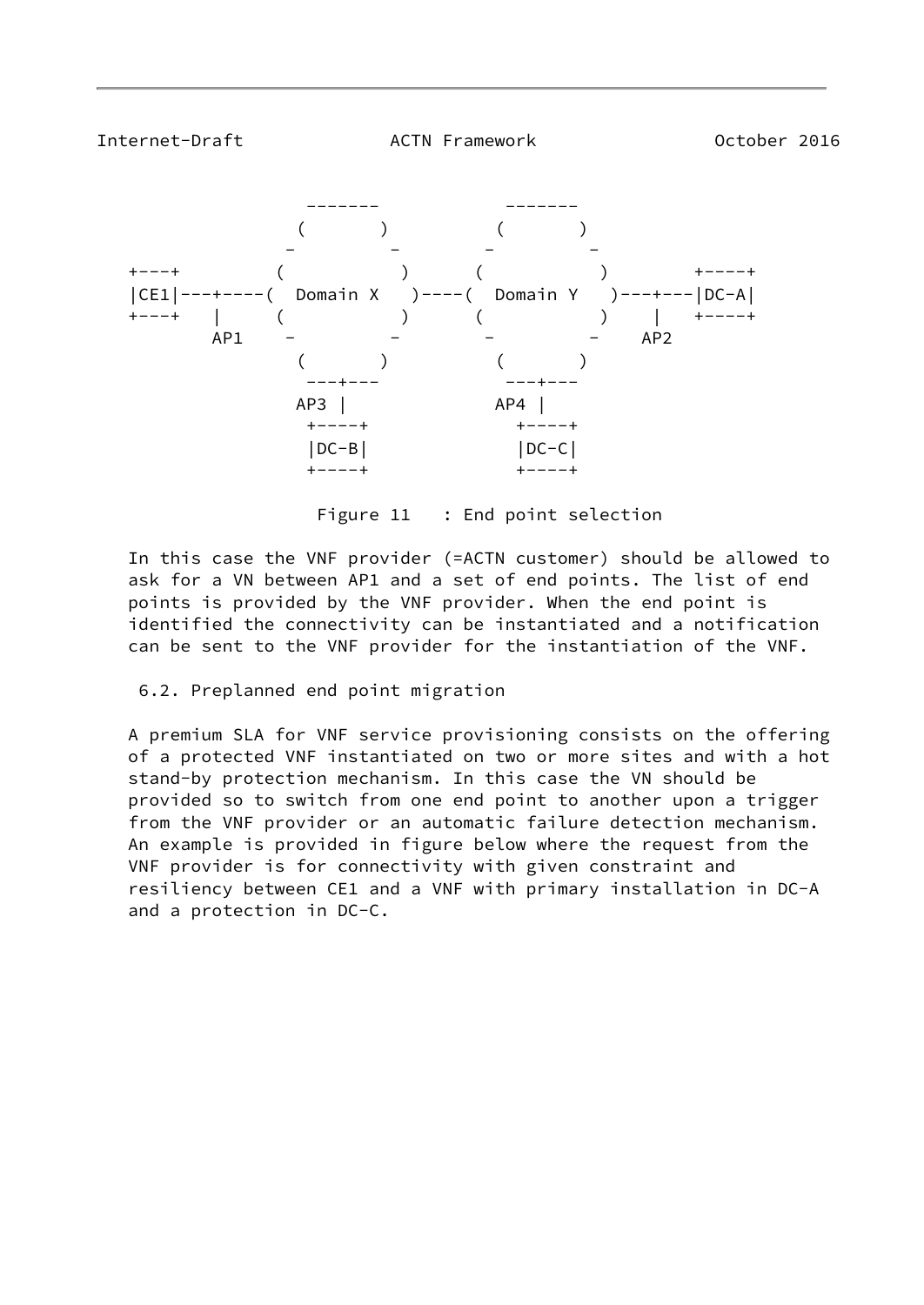```
                  -------            -------
                 (       )          (       )
                -         -        -         -
   +---+       (           )      (           )        +----+
   |CE1|---+----(  Domain X   )----(  Domain Y   )---+---|DC-A|
   +---+   |    (           )      (           )    |   +----+
          AP1    -         -        -         -    AP2
                 (       )          (       )
                  ---+---            ---+---
                 AP3 |              AP4 |
                  +----+              +----+
                  |DC-B|              |DC-C|
                  +----+              +----+
```

Figure 11 : End point selection

In this case the VNF provider (=ACTN customer) should be allowed to ask for a VN between AP1 and a set of end points. The list of end points is provided by the VNF provider. When the end point is identified the connectivity can be instantiated and a notification can be sent to the VNF provider for the instantiation of the VNF.

### 6.2. Preplanned end point migration

A premium SLA for VNF service provisioning consists on the offering of a protected VNF instantiated on two or more sites and with a hot stand-by protection mechanism. In this case the VN should be provided so to switch from one end point to another upon a trigger from the VNF provider or an automatic failure detection mechanism. An example is provided in figure below where the request from the VNF provider is for connectivity with given constraint and resiliency between CE1 and a VNF with primary installation in DC-A and a protection in DC-C.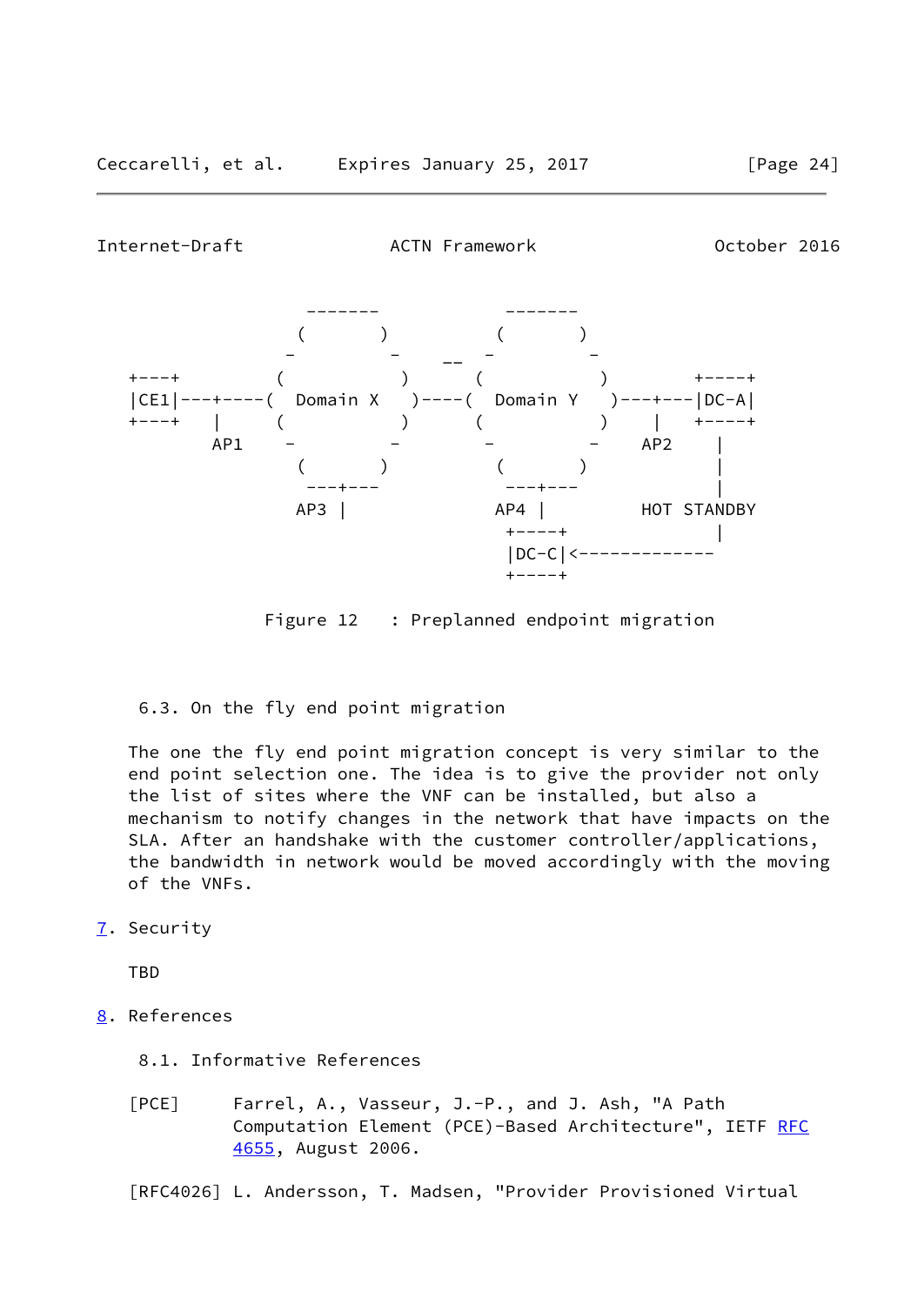```
                 -------            -------
                (       )          (       )
               -         -    __  -         -
    +---+     (           )      (           )        +-----+
    |CE1|---+----(  Domain X    )----(  Domain Y    )---+---|DC-A|
    +---+   |     (           )      (           )    |   +-----+
           AP1    -         -        -         -     AP2     |
                (       )          (       )                 |
                 ---+---            ---+---                  |
                AP3 |              AP4 |          HOT STANDBY
                                    +-----+                  |
                                    |DC-C|<-------------
                                    +-----+
```

Figure 12 : Preplanned endpoint migration

### 6.3. On the fly end point migration

The one the fly end point migration concept is very similar to the end point selection one. The idea is to give the provider not only the list of sites where the VNF can be installed, but also a mechanism to notify changes in the network that have impacts on the SLA. After an handshake with the customer controller/applications, the bandwidth in network would be moved accordingly with the moving of the VNFs.

## 7. Security

TBD

## 8. References

### 8.1. Informative References

[PCE] Farrel, A., Vasseur, J.-P., and J. Ash, "A Path Computation Element (PCE)-Based Architecture", IETF RFC 4655, August 2006.

[RFC4026] L. Andersson, T. Madsen, "Provider Provisioned Virtual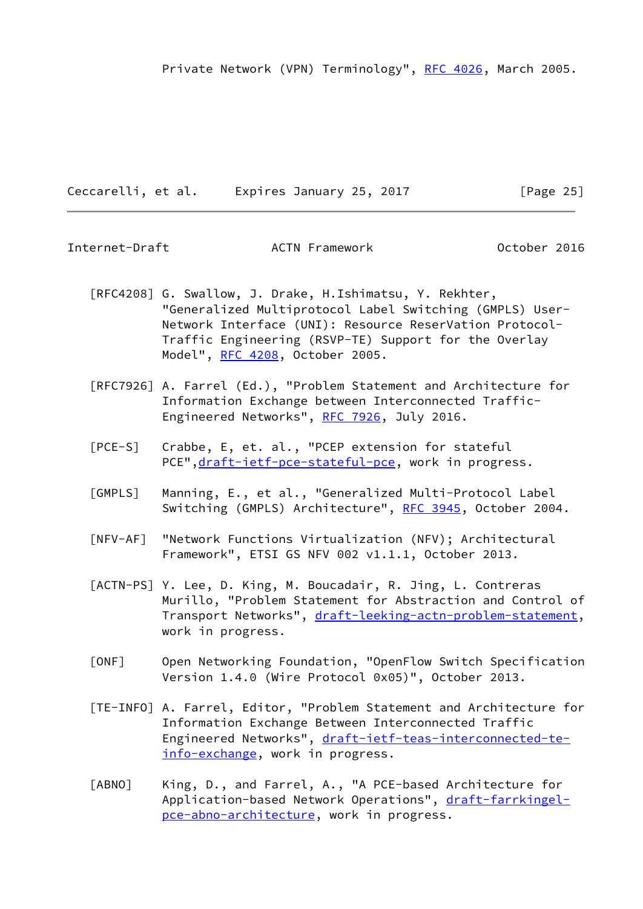Private Network (VPN) Terminology", RFC 4026, March 2005.

[RFC4208] G. Swallow, J. Drake, H.Ishimatsu, Y. Rekhter, "Generalized Multiprotocol Label Switching (GMPLS) User-Network Interface (UNI): Resource ReserVation Protocol-Traffic Engineering (RSVP-TE) Support for the Overlay Model", RFC 4208, October 2005.

[RFC7926] A. Farrel (Ed.), "Problem Statement and Architecture for Information Exchange between Interconnected Traffic-Engineered Networks", RFC 7926, July 2016.

[PCE-S] Crabbe, E, et. al., "PCEP extension for stateful PCE",draft-ietf-pce-stateful-pce, work in progress.

[GMPLS] Manning, E., et al., "Generalized Multi-Protocol Label Switching (GMPLS) Architecture", RFC 3945, October 2004.

[NFV-AF] "Network Functions Virtualization (NFV); Architectural Framework", ETSI GS NFV 002 v1.1.1, October 2013.

[ACTN-PS] Y. Lee, D. King, M. Boucadair, R. Jing, L. Contreras Murillo, "Problem Statement for Abstraction and Control of Transport Networks", draft-leeking-actn-problem-statement, work in progress.

[ONF] Open Networking Foundation, "OpenFlow Switch Specification Version 1.4.0 (Wire Protocol 0x05)", October 2013.

[TE-INFO] A. Farrel, Editor, "Problem Statement and Architecture for Information Exchange Between Interconnected Traffic Engineered Networks", draft-ietf-teas-interconnected-te-info-exchange, work in progress.

[ABNO] King, D., and Farrel, A., "A PCE-based Architecture for Application-based Network Operations", draft-farrkingel-pce-abno-architecture, work in progress.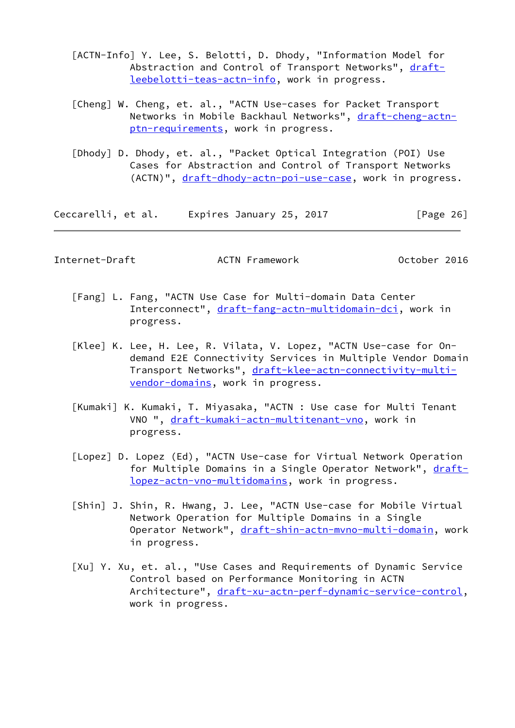[ACTN-Info] Y. Lee, S. Belotti, D. Dhody, "Information Model for Abstraction and Control of Transport Networks", draft-leebelotti-teas-actn-info, work in progress.

[Cheng] W. Cheng, et. al., "ACTN Use-cases for Packet Transport Networks in Mobile Backhaul Networks", draft-cheng-actn-ptn-requirements, work in progress.

[Dhody] D. Dhody, et. al., "Packet Optical Integration (POI) Use Cases for Abstraction and Control of Transport Networks (ACTN)", draft-dhody-actn-poi-use-case, work in progress.

[Fang] L. Fang, "ACTN Use Case for Multi-domain Data Center Interconnect", draft-fang-actn-multidomain-dci, work in progress.

[Klee] K. Lee, H. Lee, R. Vilata, V. Lopez, "ACTN Use-case for On-demand E2E Connectivity Services in Multiple Vendor Domain Transport Networks", draft-klee-actn-connectivity-multi-vendor-domains, work in progress.

[Kumaki] K. Kumaki, T. Miyasaka, "ACTN : Use case for Multi Tenant VNO ", draft-kumaki-actn-multitenant-vno, work in progress.

[Lopez] D. Lopez (Ed), "ACTN Use-case for Virtual Network Operation for Multiple Domains in a Single Operator Network", draft-lopez-actn-vno-multidomains, work in progress.

[Shin] J. Shin, R. Hwang, J. Lee, "ACTN Use-case for Mobile Virtual Network Operation for Multiple Domains in a Single Operator Network", draft-shin-actn-mvno-multi-domain, work in progress.

[Xu] Y. Xu, et. al., "Use Cases and Requirements of Dynamic Service Control based on Performance Monitoring in ACTN Architecture", draft-xu-actn-perf-dynamic-service-control, work in progress.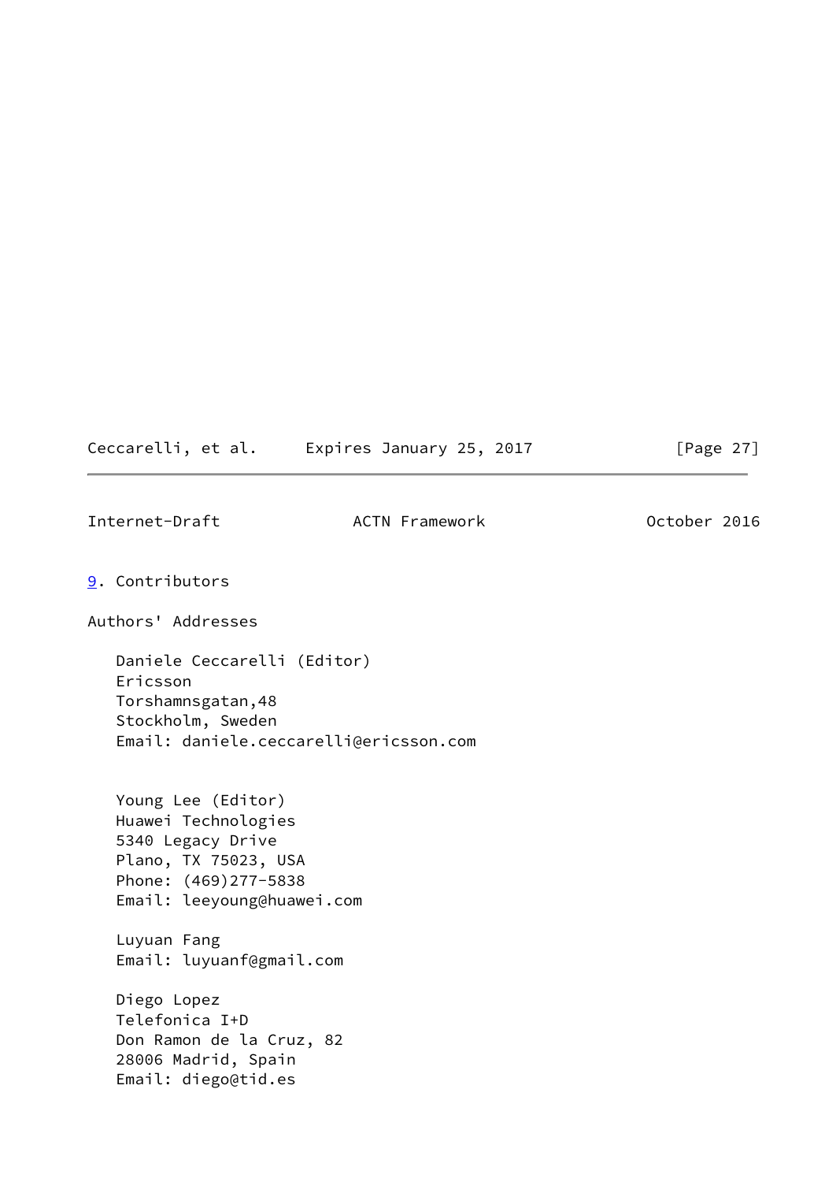## 9. Contributors

## Authors' Addresses

Daniele Ceccarelli (Editor)
Ericsson
Torshamnsgatan,48
Stockholm, Sweden
Email: daniele.ceccarelli@ericsson.com

Young Lee (Editor)
Huawei Technologies
5340 Legacy Drive
Plano, TX 75023, USA
Phone: (469)277-5838
Email: leeyoung@huawei.com

Luyuan Fang
Email: luyuanf@gmail.com

Diego Lopez
Telefonica I+D
Don Ramon de la Cruz, 82
28006 Madrid, Spain
Email: diego@tid.es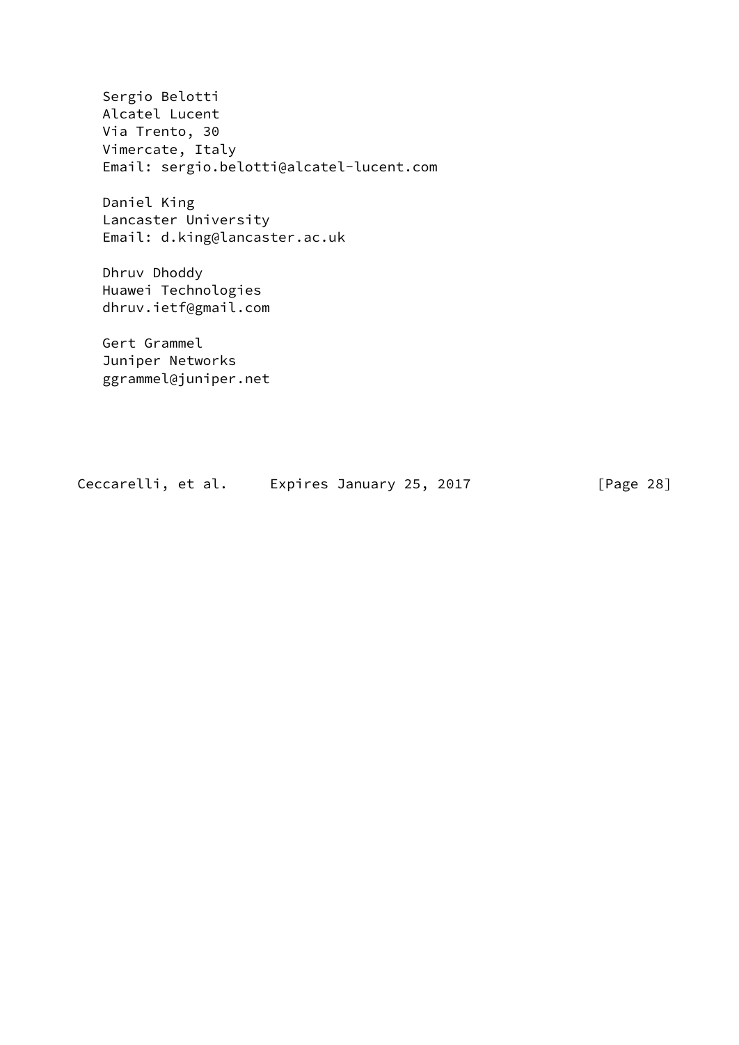Sergio Belotti
Alcatel Lucent
Via Trento, 30
Vimercate, Italy
Email: sergio.belotti@alcatel-lucent.com

Daniel King
Lancaster University
Email: d.king@lancaster.ac.uk

Dhruv Dhoddy
Huawei Technologies
dhruv.ietf@gmail.com

Gert Grammel
Juniper Networks
ggrammel@juniper.net